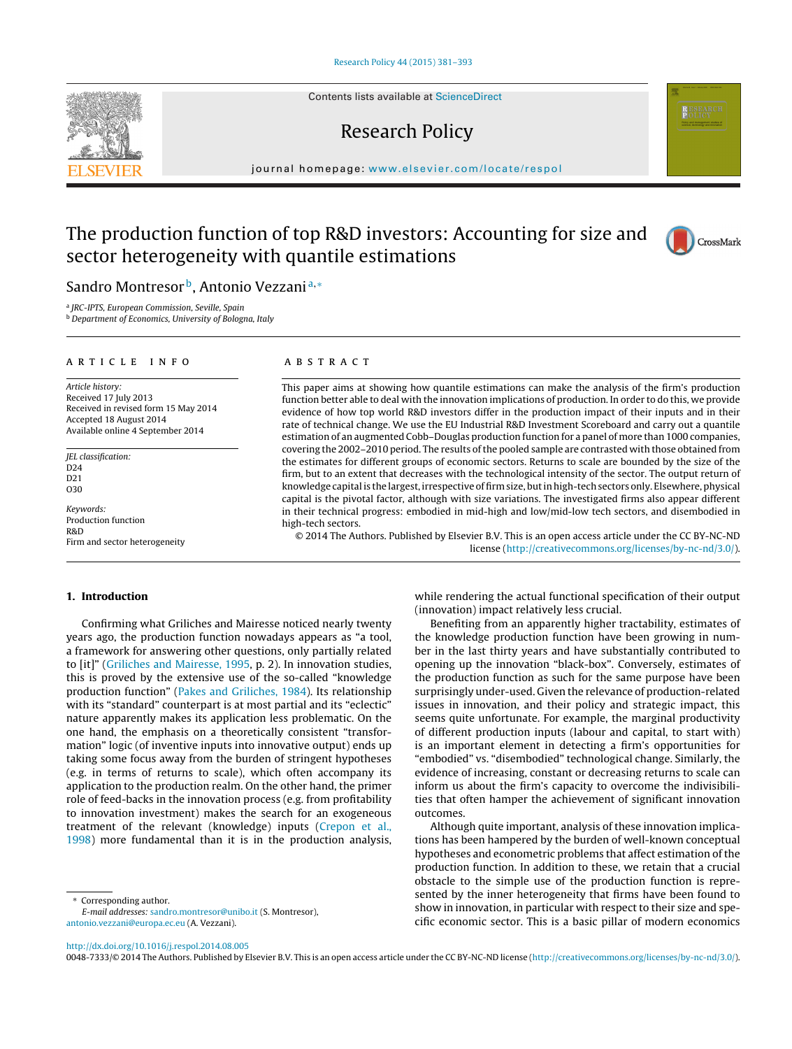# The production function of top R&D investors: Accounting for size and sector heterogeneity with quantile estimations

Sandro Montresor[b], Antonio Vezzani[a,*]

[a] JRC-IPTS, European Commission, Seville, Spain
[b] Department of Economics, University of Bologna, Italy

## ARTICLE INFO

*Article history:*
Received 17 July 2013
Received in revised form 15 May 2014
Accepted 18 August 2014
Available online 4 September 2014

*JEL classification:*
D24
D21
O30

*Keywords:*
Production function
R&D
Firm and sector heterogeneity

## ABSTRACT

This paper aims at showing how quantile estimations can make the analysis of the firm's production function better able to deal with the innovation implications of production. In order to do this, we provide evidence of how top world R&D investors differ in the production impact of their inputs and in their rate of technical change. We use the EU Industrial R&D Investment Scoreboard and carry out a quantile estimation of an augmented Cobb–Douglas production function for a panel of more than 1000 companies, covering the 2002–2010 period. The results of the pooled sample are contrasted with those obtained from the estimates for different groups of economic sectors. Returns to scale are bounded by the size of the firm, but to an extent that decreases with the technological intensity of the sector. The output return of knowledge capital is the largest, irrespective of firm size, but in high-tech sectors only. Elsewhere, physical capital is the pivotal factor, although with size variations. The investigated firms also appear different in their technical progress: embodied in mid-high and low/mid-low tech sectors, and disembodied in high-tech sectors.

© 2014 The Authors. Published by Elsevier B.V. This is an open access article under the CC BY-NC-ND license (http://creativecommons.org/licenses/by-nc-nd/3.0/).

## 1. Introduction

Confirming what Griliches and Mairesse noticed nearly twenty years ago, the production function nowadays appears as "a tool, a framework for answering other questions, only partially related to [it]" (Griliches and Mairesse, 1995, p. 2). In innovation studies, this is proved by the extensive use of the so-called "knowledge production function" (Pakes and Griliches, 1984). Its relationship with its "standard" counterpart is at most partial and its "eclectic" nature apparently makes its application less problematic. On the one hand, the emphasis on a theoretically consistent "transformation" logic (of inventive inputs into innovative output) ends up taking some focus away from the burden of stringent hypotheses (e.g. in terms of returns to scale), which often accompany its application to the production realm. On the other hand, the primer role of feed-backs in the innovation process (e.g. from profitability to innovation investment) makes the search for an exogeneous treatment of the relevant (knowledge) inputs (Crepon et al., 1998) more fundamental than it is in the production analysis, while rendering the actual functional specification of their output (innovation) impact relatively less crucial.

Benefiting from an apparently higher tractability, estimates of the knowledge production function have been growing in number in the last thirty years and have substantially contributed to opening up the innovation "black-box". Conversely, estimates of the production function as such for the same purpose have been surprisingly under-used. Given the relevance of production-related issues in innovation, and their policy and strategic impact, this seems quite unfortunate. For example, the marginal productivity of different production inputs (labour and capital, to start with) is an important element in detecting a firm's opportunities for "embodied" vs. "disembodied" technological change. Similarly, the evidence of increasing, constant or decreasing returns to scale can inform us about the firm's capacity to overcome the indivisibilities that often hamper the achievement of significant innovation outcomes.

Although quite important, analysis of these innovation implications has been hampered by the burden of well-known conceptual hypotheses and econometric problems that affect estimation of the production function. In addition to these, we retain that a crucial obstacle to the simple use of the production function is represented by the inner heterogeneity that firms have been found to show in innovation, in particular with respect to their size and specific economic sector. This is a basic pillar of modern economics

* Corresponding author.
*E-mail addresses:* sandro.montresor@unibo.it (S. Montresor), antonio.vezzani@europa.ec.eu (A. Vezzani).

http://dx.doi.org/10.1016/j.respol.2014.08.005
0048-7333/© 2014 The Authors. Published by Elsevier B.V. This is an open access article under the CC BY-NC-ND license (http://creativecommons.org/licenses/by-nc-nd/3.0/).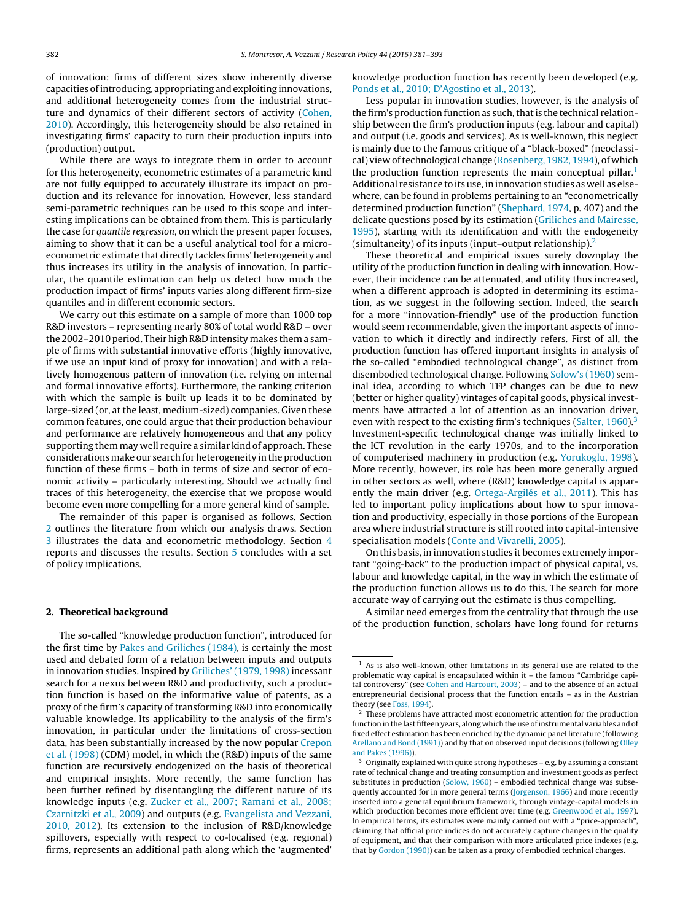of innovation: firms of different sizes show inherently diverse capacities of introducing, appropriating and exploiting innovations, and additional heterogeneity comes from the industrial structure and dynamics of their different sectors of activity (Cohen, 2010). Accordingly, this heterogeneity should be also retained in investigating firms' capacity to turn their production inputs into (production) output.

While there are ways to integrate them in order to account for this heterogeneity, econometric estimates of a parametric kind are not fully equipped to accurately illustrate its impact on production and its relevance for innovation. However, less standard semi-parametric techniques can be used to this scope and interesting implications can be obtained from them. This is particularly the case for *quantile regression*, on which the present paper focuses, aiming to show that it can be a useful analytical tool for a micro-econometric estimate that directly tackles firms' heterogeneity and thus increases its utility in the analysis of innovation. In particular, the quantile estimation can help us detect how much the production impact of firms' inputs varies along different firm-size quantiles and in different economic sectors.

We carry out this estimate on a sample of more than 1000 top R&D investors – representing nearly 80% of total world R&D – over the 2002–2010 period. Their high R&D intensity makes them a sample of firms with substantial innovative efforts (highly innovative, if we use an input kind of proxy for innovation) and with a relatively homogenous pattern of innovation (i.e. relying on internal and formal innovative efforts). Furthermore, the ranking criterion with which the sample is built up leads it to be dominated by large-sized (or, at the least, medium-sized) companies. Given these common features, one could argue that their production behaviour and performance are relatively homogeneous and that any policy supporting them may well require a similar kind of approach. These considerations make our search for heterogeneity in the production function of these firms – both in terms of size and sector of economic activity – particularly interesting. Should we actually find traces of this heterogeneity, the exercise that we propose would become even more compelling for a more general kind of sample.

The remainder of this paper is organised as follows. Section 2 outlines the literature from which our analysis draws. Section 3 illustrates the data and econometric methodology. Section 4 reports and discusses the results. Section 5 concludes with a set of policy implications.

## 2. Theoretical background

The so-called "knowledge production function", introduced for the first time by Pakes and Griliches (1984), is certainly the most used and debated form of a relation between inputs and outputs in innovation studies. Inspired by Griliches' (1979, 1998) incessant search for a nexus between R&D and productivity, such a production function is based on the informative value of patents, as a proxy of the firm's capacity of transforming R&D into economically valuable knowledge. Its applicability to the analysis of the firm's innovation, in particular under the limitations of cross-section data, has been substantially increased by the now popular Crepon et al. (1998) (CDM) model, in which the (R&D) inputs of the same function are recursively endogenized on the basis of theoretical and empirical insights. More recently, the same function has been further refined by disentangling the different nature of its knowledge inputs (e.g. Zucker et al., 2007; Ramani et al., 2008; Czarnitzki et al., 2009) and outputs (e.g. Evangelista and Vezzani, 2010, 2012). Its extension to the inclusion of R&D/knowledge spillovers, especially with respect to co-localised (e.g. regional) firms, represents an additional path along which the 'augmented' knowledge production function has recently been developed (e.g. Ponds et al., 2010; D'Agostino et al., 2013).

Less popular in innovation studies, however, is the analysis of the firm's production function as such, that is the technical relationship between the firm's production inputs (e.g. labour and capital) and output (i.e. goods and services). As is well-known, this neglect is mainly due to the famous critique of a "black-boxed" (neoclassical) view of technological change (Rosenberg, 1982, 1994), of which the production function represents the main conceptual pillar.[1] Additional resistance to its use, in innovation studies as well as elsewhere, can be found in problems pertaining to an "econometrically determined production function" (Shephard, 1974, p. 407) and the delicate questions posed by its estimation (Griliches and Mairesse, 1995), starting with its identification and with the endogeneity (simultaneity) of its inputs (input–output relationship).[2]

These theoretical and empirical issues surely downplay the utility of the production function in dealing with innovation. However, their incidence can be attenuated, and utility thus increased, when a different approach is adopted in determining its estimation, as we suggest in the following section. Indeed, the search for a more "innovation-friendly" use of the production function would seem recommendable, given the important aspects of innovation to which it directly and indirectly refers. First of all, the production function has offered important insights in analysis of the so-called "embodied technological change", as distinct from disembodied technological change. Following Solow's (1960) seminal idea, according to which TFP changes can be due to new (better or higher quality) vintages of capital goods, physical investments have attracted a lot of attention as an innovation driver, even with respect to the existing firm's techniques (Salter, 1960).[3] Investment-specific technological change was initially linked to the ICT revolution in the early 1970s, and to the incorporation of computerised machinery in production (e.g. Yorukoglu, 1998). More recently, however, its role has been more generally argued in other sectors as well, where (R&D) knowledge capital is apparently the main driver (e.g. Ortega-Argilés et al., 2011). This has led to important policy implications about how to spur innovation and productivity, especially in those portions of the European area where industrial structure is still rooted into capital-intensive specialisation models (Conte and Vivarelli, 2005).

On this basis, in innovation studies it becomes extremely important "going-back" to the production impact of physical capital, vs. labour and knowledge capital, in the way in which the estimate of the production function allows us to do this. The search for more accurate way of carrying out the estimate is thus compelling.

A similar need emerges from the centrality that through the use of the production function, scholars have long found for returns

[1] As is also well-known, other limitations in its general use are related to the problematic way capital is encapsulated within it – the famous "Cambridge capital controversy" (see Cohen and Harcourt, 2003) – and to the absence of an actual entrepreneurial decisional process that the function entails – as in the Austrian theory (see Foss, 1994).

[2] These problems have attracted most econometric attention for the production function in the last fifteen years, along which the use of instrumental variables and of fixed effect estimation has been enriched by the dynamic panel literature (following Arellano and Bond (1991)) and by that on observed input decisions (following Olley and Pakes (1996)).

[3] Originally explained with quite strong hypotheses – e.g. by assuming a constant rate of technical change and treating consumption and investment goods as perfect substitutes in production (Solow, 1960) – embodied technical change was subsequently accounted for in more general terms (Jorgenson, 1966) and more recently inserted into a general equilibrium framework, through vintage-capital models in which production becomes more efficient over time (e.g. Greenwood et al., 1997). In empirical terms, its estimates were mainly carried out with a "price-approach", claiming that official price indices do not accurately capture changes in the quality of equipment, and that their comparison with more articulated price indexes (e.g. that by Gordon (1990)) can be taken as a proxy of embodied technical changes.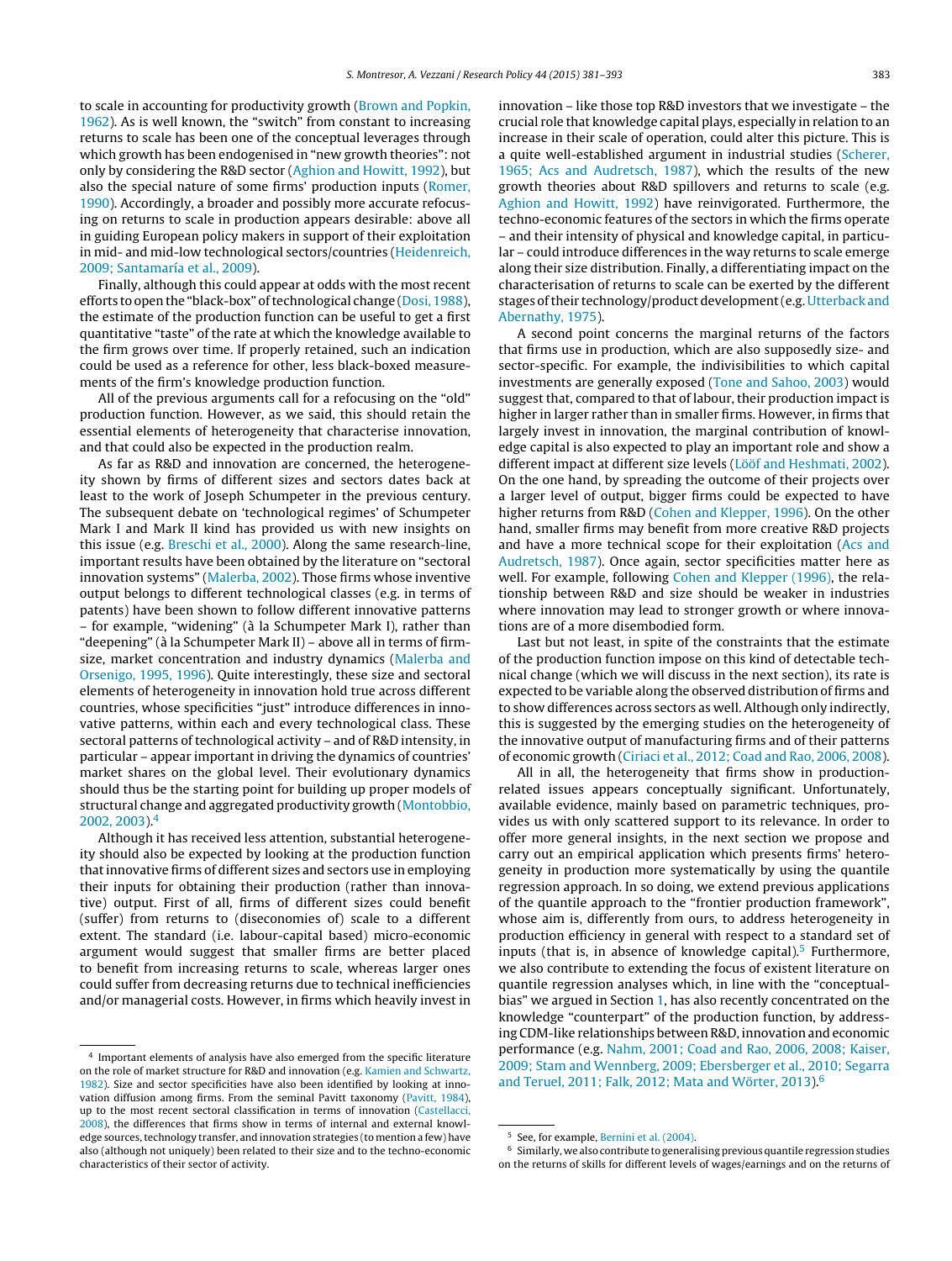to scale in accounting for productivity growth (Brown and Popkin, 1962). As is well known, the "switch" from constant to increasing returns to scale has been one of the conceptual leverages through which growth has been endogenised in "new growth theories": not only by considering the R&D sector (Aghion and Howitt, 1992), but also the special nature of some firms' production inputs (Romer, 1990). Accordingly, a broader and possibly more accurate refocusing on returns to scale in production appears desirable: above all in guiding European policy makers in support of their exploitation in mid- and mid-low technological sectors/countries (Heidenreich, 2009; Santamaría et al., 2009).

Finally, although this could appear at odds with the most recent efforts to open the "black-box" of technological change (Dosi, 1988), the estimate of the production function can be useful to get a first quantitative "taste" of the rate at which the knowledge available to the firm grows over time. If properly retained, such an indication could be used as a reference for other, less black-boxed measurements of the firm's knowledge production function.

All of the previous arguments call for a refocusing on the "old" production function. However, as we said, this should retain the essential elements of heterogeneity that characterise innovation, and that could also be expected in the production realm.

As far as R&D and innovation are concerned, the heterogeneity shown by firms of different sizes and sectors dates back at least to the work of Joseph Schumpeter in the previous century. The subsequent debate on 'technological regimes' of Schumpeter Mark I and Mark II kind has provided us with new insights on this issue (e.g. Breschi et al., 2000). Along the same research-line, important results have been obtained by the literature on "sectoral innovation systems" (Malerba, 2002). Those firms whose inventive output belongs to different technological classes (e.g. in terms of patents) have been shown to follow different innovative patterns – for example, "widening" (à la Schumpeter Mark I), rather than "deepening" (à la Schumpeter Mark II) – above all in terms of firm-size, market concentration and industry dynamics (Malerba and Orsenigo, 1995, 1996). Quite interestingly, these size and sectoral elements of heterogeneity in innovation hold true across different countries, whose specificities "just" introduce differences in innovative patterns, within each and every technological class. These sectoral patterns of technological activity – and of R&D intensity, in particular – appear important in driving the dynamics of countries' market shares on the global level. Their evolutionary dynamics should thus be the starting point for building up proper models of structural change and aggregated productivity growth (Montobbio, 2002, 2003).[4]

Although it has received less attention, substantial heterogeneity should also be expected by looking at the production function that innovative firms of different sizes and sectors use in employing their inputs for obtaining their production (rather than innovative) output. First of all, firms of different sizes could benefit (suffer) from returns to (diseconomies of) scale to a different extent. The standard (i.e. labour-capital based) micro-economic argument would suggest that smaller firms are better placed to benefit from increasing returns to scale, whereas larger ones could suffer from decreasing returns due to technical inefficiencies and/or managerial costs. However, in firms which heavily invest in innovation – like those top R&D investors that we investigate – the crucial role that knowledge capital plays, especially in relation to an increase in their scale of operation, could alter this picture. This is a quite well-established argument in industrial studies (Scherer, 1965; Acs and Audretsch, 1987), which the results of the new growth theories about R&D spillovers and returns to scale (e.g. Aghion and Howitt, 1992) have reinvigorated. Furthermore, the techno-economic features of the sectors in which the firms operate – and their intensity of physical and knowledge capital, in particular – could introduce differences in the way returns to scale emerge along their size distribution. Finally, a differentiating impact on the characterisation of returns to scale can be exerted by the different stages of their technology/product development (e.g. Utterback and Abernathy, 1975).

A second point concerns the marginal returns of the factors that firms use in production, which are also supposedly size- and sector-specific. For example, the indivisibilities to which capital investments are generally exposed (Tone and Sahoo, 2003) would suggest that, compared to that of labour, their production impact is higher in larger rather than in smaller firms. However, in firms that largely invest in innovation, the marginal contribution of knowledge capital is also expected to play an important role and show a different impact at different size levels (Lööf and Heshmati, 2002). On the one hand, by spreading the outcome of their projects over a larger level of output, bigger firms could be expected to have higher returns from R&D (Cohen and Klepper, 1996). On the other hand, smaller firms may benefit from more creative R&D projects and have a more technical scope for their exploitation (Acs and Audretsch, 1987). Once again, sector specificities matter here as well. For example, following Cohen and Klepper (1996), the relationship between R&D and size should be weaker in industries where innovation may lead to stronger growth or where innovations are of a more disembodied form.

Last but not least, in spite of the constraints that the estimate of the production function impose on this kind of detectable technical change (which we will discuss in the next section), its rate is expected to be variable along the observed distribution of firms and to show differences across sectors as well. Although only indirectly, this is suggested by the emerging studies on the heterogeneity of the innovative output of manufacturing firms and of their patterns of economic growth (Ciriaci et al., 2012; Coad and Rao, 2006, 2008).

All in all, the heterogeneity that firms show in production-related issues appears conceptually significant. Unfortunately, available evidence, mainly based on parametric techniques, provides us with only scattered support to its relevance. In order to offer more general insights, in the next section we propose and carry out an empirical application which presents firms' heterogeneity in production more systematically by using the quantile regression approach. In so doing, we extend previous applications of the quantile approach to the "frontier production framework", whose aim is, differently from ours, to address heterogeneity in production efficiency in general with respect to a standard set of inputs (that is, in absence of knowledge capital).[5] Furthermore, we also contribute to extending the focus of existent literature on quantile regression analyses which, in line with the "conceptual-bias" we argued in Section 1, has also recently concentrated on the knowledge "counterpart" of the production function, by addressing CDM-like relationships between R&D, innovation and economic performance (e.g. Nahm, 2001; Coad and Rao, 2006, 2008; Kaiser, 2009; Stam and Wennberg, 2009; Ebersberger et al., 2010; Segarra and Teruel, 2011; Falk, 2012; Mata and Wörter, 2013).[6]

---

[4] Important elements of analysis have also emerged from the specific literature on the role of market structure for R&D and innovation (e.g. Kamien and Schwartz, 1982). Size and sector specificities have also been identified by looking at innovation diffusion among firms. From the seminal Pavitt taxonomy (Pavitt, 1984), up to the most recent sectoral classification in terms of innovation (Castellacci, 2008), the differences that firms show in terms of internal and external knowledge sources, technology transfer, and innovation strategies (to mention a few) have also (although not uniquely) been related to their size and to the techno-economic characteristics of their sector of activity.

[5] See, for example, Bernini et al. (2004).

[6] Similarly, we also contribute to generalising previous quantile regression studies on the returns of skills for different levels of wages/earnings and on the returns of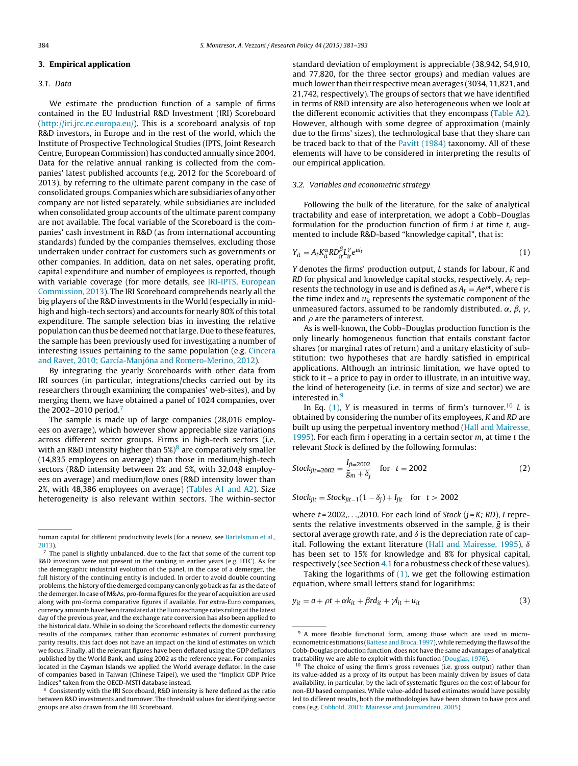## 3. Empirical application

### 3.1. Data

We estimate the production function of a sample of firms contained in the EU Industrial R&D Investment (IRI) Scoreboard (http://iri.jrc.ec.europa.eu/). This is a scoreboard analysis of top R&D investors, in Europe and in the rest of the world, which the Institute of Prospective Technological Studies (IPTS, Joint Research Centre, European Commission) has conducted annually since 2004. Data for the relative annual ranking is collected from the companies' latest published accounts (e.g. 2012 for the Scoreboard of 2013), by referring to the ultimate parent company in the case of consolidated groups. Companies which are subsidiaries of any other company are not listed separately, while subsidiaries are included when consolidated group accounts of the ultimate parent company are not available. The focal variable of the Scoreboard is the companies' cash investment in R&D (as from international accounting standards) funded by the companies themselves, excluding those undertaken under contract for customers such as governments or other companies. In addition, data on net sales, operating profit, capital expenditure and number of employees is reported, though with variable coverage (for more details, see IRI-IPTS, European Commission, 2013). The IRI Scoreboard comprehends nearly all the big players of the R&D investments in the World (especially in mid-high and high-tech sectors) and accounts for nearly 80% of this total expenditure. The sample selection bias in investing the relative population can thus be deemed not that large. Due to these features, the sample has been previously used for investigating a number of interesting issues pertaining to the same population (e.g. Cincera and Ravet, 2010; García-Manjóna and Romero-Merino, 2012).

By integrating the yearly Scoreboards with other data from IRI sources (in particular, integrations/checks carried out by its researchers through examining the companies' web-sites), and by merging them, we have obtained a panel of 1024 companies, over the 2002–2010 period.[7]

The sample is made up of large companies (28,016 employees on average), which however show appreciable size variations across different sector groups. Firms in high-tech sectors (i.e. with an R&D intensity higher than 5%)[8] are comparatively smaller (14,835 employees on average) than those in medium/high-tech sectors (R&D intensity between 2% and 5%, with 32,048 employees on average) and medium/low ones (R&D intensity lower than 2%, with 48,386 employees on average) (Tables A1 and A2). Size heterogeneity is also relevant within sectors. The within-sector standard deviation of employment is appreciable (38,942, 54,910, and 77,820, for the three sector groups) and median values are much lower than their respective mean averages (3034, 11,821, and 21,742, respectively). The groups of sectors that we have identified in terms of R&D intensity are also heterogeneous when we look at the different economic activities that they encompass (Table A2). However, although with some degree of approximation (mainly due to the firms' sizes), the technological base that they share can be traced back to that of the Pavitt (1984) taxonomy. All of these elements will have to be considered in interpreting the results of our empirical application.

### 3.2. Variables and econometric strategy

Following the bulk of the literature, for the sake of analytical tractability and ease of interpretation, we adopt a Cobb–Douglas formulation for the production function of firm $i$ at time $t$, augmented to include R&D-based "knowledge capital", that is:

$$Y_{it} = A_t K_{it}^{\alpha} RD_{it}^{\beta} L_{it}^{\gamma} e^{u_{it}} \tag{1}$$

$Y$ denotes the firms' production output, $L$ stands for labour, $K$ and $RD$ for physical and knowledge capital stocks, respectively. $A_t$ represents the technology in use and is defined as $A_t = Ae^{\rho t}$, where $t$ is the time index and $u_{it}$ represents the systematic component of the unmeasured factors, assumed to be randomly distributed. $\alpha$, $\beta$, $\gamma$, and $\rho$ are the parameters of interest.

As is well-known, the Cobb–Douglas production function is the only linearly homogeneous function that entails constant factor shares (or marginal rates of return) and a unitary elasticity of substitution: two hypotheses that are hardly satisfied in empirical applications. Although an intrinsic limitation, we have opted to stick to it – a price to pay in order to illustrate, in an intuitive way, the kind of heterogeneity (i.e. in terms of size and sector) we are interested in.[9]

In Eq. (1), $Y$ is measured in terms of firm's turnover.[10] $L$ is obtained by considering the number of its employees, $K$ and $RD$ are built up using the perpetual inventory method (Hall and Mairesse, 1995). For each firm $i$ operating in a certain sector $m$, at time $t$ the relevant *Stock* is defined by the following formulas:

$$Stock_{jit=2002} = \frac{I_{ji=2002}}{\bar{g}_m + \delta_j} \quad \text{for} \quad t = 2002 \tag{2}$$

$$Stock_{jit} = Stock_{jit-1}(1 - \delta_j) + I_{jit} \quad \text{for} \quad t > 2002$$

where $t$ = 2002,. . .,2010. For each kind of *Stock* ($j = K$; $RD$), $I$ represents the relative investments observed in the sample, $\bar{g}$ is their sectoral average growth rate, and $\delta$ is the depreciation rate of capital. Following the extant literature (Hall and Mairesse, 1995), $\delta$ has been set to 15% for knowledge and 8% for physical capital, respectively (see Section 4.1 for a robustness check of these values).

Taking the logarithms of (1), we get the following estimation equation, where small letters stand for logarithms:

$$y_{it} = a + \rho t + \alpha k_{it} + \beta rd_{it} + \gamma l_{it} + u_{it} \tag{3}$$

---

human capital for different productivity levels (for a review, see Bartelsman et al., 2013).

[7] The panel is slightly unbalanced, due to the fact that some of the current top R&D investors were not present in the ranking in earlier years (e.g. HTC). As for the demographic industrial evolution of the panel, in the case of a demerger, the full history of the continuing entity is included. In order to avoid double counting problems, the history of the demerged company can only go back as far as the date of the demerger. In case of M&As, pro-forma figures for the year of acquisition are used along with pro-forma comparative figures if available. For extra-Euro companies, currency amounts have been translated at the Euro exchange rates ruling at the latest day of the previous year, and the exchange rate conversion has also been applied to the historical data. While in so doing the Scoreboard reflects the domestic currency results of the companies, rather than economic estimates of current purchasing parity results, this fact does not have an impact on the kind of estimates on which we focus. Finally, all the relevant figures have been deflated using the GDP deflators published by the World Bank, and using 2002 as the reference year. For companies located in the Cayman Islands we applied the World average deflator. In the case of companies based in Taiwan (Chinese Taipei), we used the "Implicit GDP Price Indices" taken from the OECD-MSTI database instead.

[8] Consistently with the IRI Scoreboard, R&D intensity is here defined as the ratio between R&D investments and turnover. The threshold values for identifying sector groups are also drawn from the IRI Scoreboard.

[9] A more flexible functional form, among those which are used in microeconometric estimations (Battese and Broca, 1997), while remedying the flaws of the Cobb-Douglas production function, does not have the same advantages of analytical tractability we are able to exploit with this function (Douglas, 1976).

[10] The choice of using the firm's gross revenues (i.e. gross output) rather than its value-added as a proxy of its output has been mainly driven by issues of data availability, in particular, by the lack of systematic figures on the cost of labour for non-EU based companies. While value-added based estimates would have possibly led to different results, both the methodologies have been shown to have pros and cons (e.g. Cobbold, 2003; Mairesse and Jaumandreu, 2005).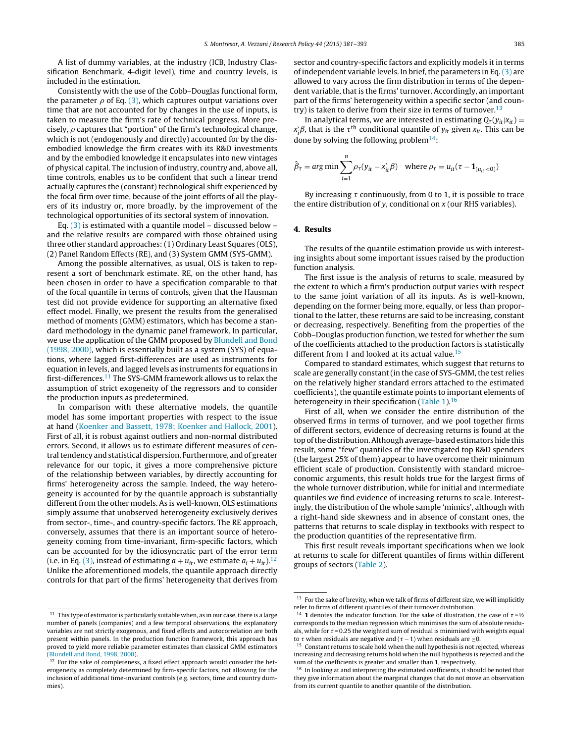A list of dummy variables, at the industry (ICB, Industry Classification Benchmark, 4-digit level), time and country levels, is included in the estimation.

Consistently with the use of the Cobb–Douglas functional form, the parameter $\rho$ of Eq. (3), which captures output variations over time that are not accounted for by changes in the use of inputs, is taken to measure the firm's rate of technical progress. More precisely, $\rho$ captures that "portion" of the firm's technological change, which is not (endogenously and directly) accounted for by the disembodied knowledge the firm creates with its R&D investments and by the embodied knowledge it encapsulates into new vintages of physical capital. The inclusion of industry, country and, above all, time controls, enables us to be confident that such a linear trend actually captures the (constant) technological shift experienced by the focal firm over time, because of the joint efforts of all the players of its industry or, more broadly, by the improvement of the technological opportunities of its sectoral system of innovation.

Eq. (3) is estimated with a quantile model – discussed below – and the relative results are compared with those obtained using three other standard approaches: (1) Ordinary Least Squares (OLS), (2) Panel Random Effects (RE), and (3) System GMM (SYS-GMM).

Among the possible alternatives, as usual, OLS is taken to represent a sort of benchmark estimate. RE, on the other hand, has been chosen in order to have a specification comparable to that of the focal quantile in terms of controls, given that the Hausman test did not provide evidence for supporting an alternative fixed effect model. Finally, we present the results from the generalised method of moments (GMM) estimators, which has become a standard methodology in the dynamic panel framework. In particular, we use the application of the GMM proposed by Blundell and Bond (1998, 2000), which is essentially built as a system (SYS) of equations, where lagged first-differences are used as instruments for equation in levels, and lagged levels as instruments for equations in first-differences.[11] The SYS-GMM framework allows us to relax the assumption of strict exogeneity of the regressors and to consider the production inputs as predetermined.

In comparison with these alternative models, the quantile model has some important properties with respect to the issue at hand (Koenker and Bassett, 1978; Koenker and Hallock, 2001). First of all, it is robust against outliers and non-normal distributed errors. Second, it allows us to estimate different measures of central tendency and statistical dispersion. Furthermore, and of greater relevance for our topic, it gives a more comprehensive picture of the relationship between variables, by directly accounting for firms' heterogeneity across the sample. Indeed, the way heterogeneity is accounted for by the quantile approach is substantially different from the other models. As is well-known, OLS estimations simply assume that unobserved heterogeneity exclusively derives from sector-, time-, and country-specific factors. The RE approach, conversely, assumes that there is an important source of heterogeneity coming from time-invariant, firm-specific factors, which can be accounted for by the idiosyncratic part of the error term (i.e. in Eq. (3), instead of estimating $a + u_{it}$, we estimate $a_i + u_{it}$).[12] Unlike the aforementioned models, the quantile approach directly controls for that part of the firms' heterogeneity that derives from sector and country-specific factors and explicitly models it in terms of independent variable levels. In brief, the parameters in Eq. (3) are allowed to vary across the firm distribution in terms of the dependent variable, that is the firms' turnover. Accordingly, an important part of the firms' heterogeneity within a specific sector (and country) is taken to derive from their size in terms of turnover.[13]

In analytical terms, we are interested in estimating $Q_\tau(y_{it}|x_{it}) = x_i'\beta$, that is the $\tau^{\text{th}}$ conditional quantile of $y_{it}$ given $x_{it}$. This can be done by solving the following problem[14]:

$$\hat{\beta}_\tau = arg\min \sum_{i=1}^{n} \rho_\tau(y_{it} - x_{it}'\beta) \quad \text{where } \rho_\tau = u_{it}(\tau - \mathbf{1}_{(u_{it}<0)})$$

By increasing $\tau$ continuously, from 0 to 1, it is possible to trace the entire distribution of $y$, conditional on $x$ (our RHS variables).

## 4. Results

The results of the quantile estimation provide us with interesting insights about some important issues raised by the production function analysis.

The first issue is the analysis of returns to scale, measured by the extent to which a firm's production output varies with respect to the same joint variation of all its inputs. As is well-known, depending on the former being more, equally, or less than proportional to the latter, these returns are said to be increasing, constant or decreasing, respectively. Benefiting from the properties of the Cobb–Douglas production function, we tested for whether the sum of the coefficients attached to the production factors is statistically different from 1 and looked at its actual value.[15]

Compared to standard estimates, which suggest that returns to scale are generally constant (in the case of SYS-GMM, the test relies on the relatively higher standard errors attached to the estimated coefficients), the quantile estimate points to important elements of heterogeneity in their specification (Table 1).[16]

First of all, when we consider the entire distribution of the observed firms in terms of turnover, and we pool together firms of different sectors, evidence of decreasing returns is found at the top of the distribution. Although average-based estimators hide this result, some "few" quantiles of the investigated top R&D spenders (the largest 25% of them) appear to have overcome their minimum efficient scale of production. Consistently with standard microeconomic arguments, this result holds true for the largest firms of the whole turnover distribution, while for initial and intermediate quantiles we find evidence of increasing returns to scale. Interestingly, the distribution of the whole sample 'mimics', although with a right-hand side skewness and in absence of constant ones, the patterns that returns to scale display in textbooks with respect to the production quantities of the representative firm.

This first result reveals important specifications when we look at returns to scale for different quantiles of firms within different groups of sectors (Table 2).

---

[11] This type of estimator is particularly suitable when, as in our case, there is a large number of panels (companies) and a few temporal observations, the explanatory variables are not strictly exogenous, and fixed effects and autocorrelation are both present within panels. In the production function framework, this approach has proved to yield more reliable parameter estimates than classical GMM estimators (Blundell and Bond, 1998, 2000).

[12] For the sake of completeness, a fixed effect approach would consider the heterogeneity as completely determined by firm-specific factors, not allowing for the inclusion of additional time-invariant controls (e.g. sectors, time and country dummies).

[13] For the sake of brevity, when we talk of firms of different size, we will implicitly refer to firms of different quantiles of their turnover distribution.

[14] $\mathbf{1}$ denotes the indicator function. For the sake of illustration, the case of $\tau = ½$ corresponds to the median regression which minimises the sum of absolute residuals, while for $\tau = 0.25$ the weighted sum of residual is minimised with weights equal to $\tau$ when residuals are negative and $(\tau - 1)$ when residuals are $\geq 0$.

[15] Constant returns to scale hold when the null hypothesis is not rejected, whereas increasing and decreasing returns hold when the null hypothesis is rejected and the sum of the coefficients is greater and smaller than 1, respectively.

[16] In looking at and interpreting the estimated coefficients, it should be noted that they give information about the marginal changes that do not move an observation from its current quantile to another quantile of the distribution.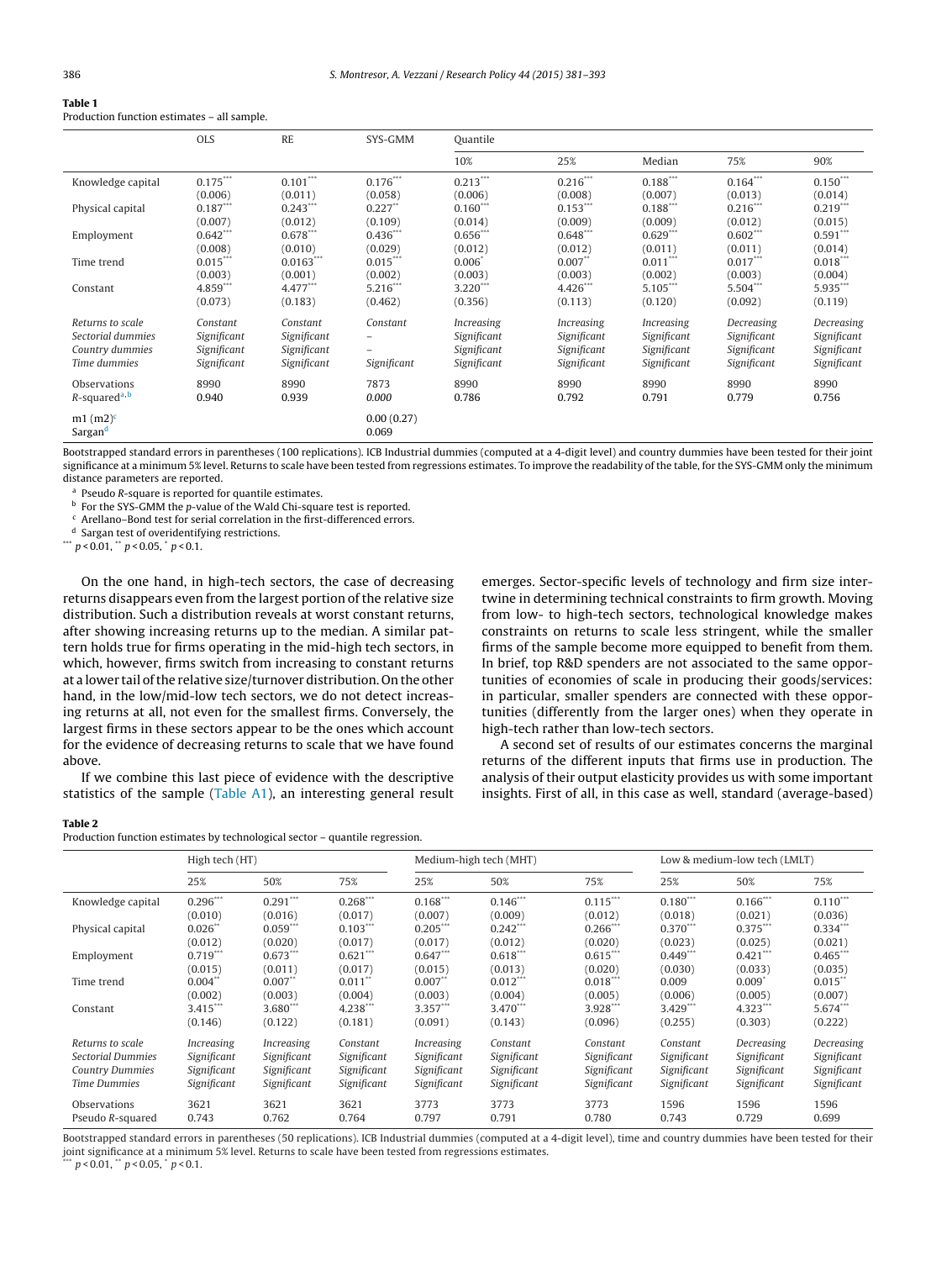**Table 1**
Production function estimates – all sample.

| | OLS | RE | SYS-GMM | Quantile | | | | |
|---|---|---|---|---|---|---|---|---|
| | | | | 10% | 25% | Median | 75% | 90% |
| Knowledge capital | 0.175*** | 0.101*** | 0.176*** | 0.213*** | 0.216*** | 0.188*** | 0.164*** | 0.150*** |
| | (0.006) | (0.011) | (0.058) | (0.006) | (0.008) | (0.007) | (0.013) | (0.014) |
| Physical capital | 0.187*** | 0.243*** | 0.227** | 0.160*** | 0.153*** | 0.188*** | 0.216*** | 0.219*** |
| | (0.007) | (0.012) | (0.109) | (0.014) | (0.009) | (0.009) | (0.012) | (0.015) |
| Employment | 0.642*** | 0.678*** | 0.436*** | 0.656*** | 0.648*** | 0.629*** | 0.602*** | 0.591*** |
| | (0.008) | (0.010) | (0.029) | (0.012) | (0.012) | (0.011) | (0.011) | (0.014) |
| Time trend | 0.015*** | 0.0163*** | 0.015*** | 0.006* | 0.007** | 0.011*** | 0.017*** | 0.018*** |
| | (0.003) | (0.001) | (0.002) | (0.003) | (0.003) | (0.002) | (0.003) | (0.004) |
| Constant | 4.859*** | 4.477*** | 5.216*** | 3.220*** | 4.426*** | 5.105*** | 5.504*** | 5.935*** |
| | (0.073) | (0.183) | (0.462) | (0.356) | (0.113) | (0.120) | (0.092) | (0.119) |
| *Returns to scale* | *Constant* | *Constant* | *Constant* | *Increasing* | *Increasing* | *Increasing* | *Decreasing* | *Decreasing* |
| *Sectorial dummies* | *Significant* | *Significant* | *Significant* | *Significant* | *Significant* | *Significant* | *Significant* | *Significant* |
| *Country dummies* | *Significant* | *Significant* | – | *Significant* | *Significant* | *Significant* | *Significant* | *Significant* |
| *Time dummies* | *Significant* | *Significant* | *Significant* | *Significant* | *Significant* | *Significant* | *Significant* | *Significant* |
| Observations | 8990 | 8990 | 7873 | 8990 | 8990 | 8990 | 8990 | 8990 |
| $R$-squared[a,b] | 0.940 | 0.939 | *0.000* | 0.786 | 0.792 | 0.791 | 0.779 | 0.756 |
| m1 (m2)[c] | | | 0.00 (0.27) | | | | | |
| Sargan[d] | | | 0.069 | | | | | |

Bootstrapped standard errors in parentheses (100 replications). ICB Industrial dummies (computed at a 4-digit level) and country dummies have been tested for their joint significance at a minimum 5% level. Returns to scale have been tested from regressions estimates. To improve the readability of the table, for the SYS-GMM only the minimum distance parameters are reported.

[a] Pseudo $R$-square is reported for quantile estimates.

[b] For the SYS-GMM the $p$-value of the Wald Chi-square test is reported.

[c] Arellano–Bond test for serial correlation in the first-differenced errors.

[d] Sargan test of overidentifying restrictions.

*** $p < 0.01$, ** $p < 0.05$, * $p < 0.1$.

On the one hand, in high-tech sectors, the case of decreasing returns disappears even from the largest portion of the relative size distribution. Such a distribution reveals at worst constant returns, after showing increasing returns up to the median. A similar pattern holds true for firms operating in the mid-high tech sectors, in which, however, firms switch from increasing to constant returns at a lower tail of the relative size/turnover distribution. On the other hand, in the low/mid-low tech sectors, we do not detect increasing returns at all, not even for the smallest firms. Conversely, the largest firms in these sectors appear to be the ones which account for the evidence of decreasing returns to scale that we have found above.

If we combine this last piece of evidence with the descriptive statistics of the sample (Table A1), an interesting general result emerges. Sector-specific levels of technology and firm size intertwine in determining technical constraints to firm growth. Moving from low- to high-tech sectors, technological knowledge makes constraints on returns to scale less stringent, while the smaller firms of the sample become more equipped to benefit from them. In brief, top R&D spenders are not associated to the same opportunities of economies of scale in producing their goods/services: in particular, smaller spenders are connected with these opportunities (differently from the larger ones) when they operate in high-tech rather than low-tech sectors.

A second set of results of our estimates concerns the marginal returns of the different inputs that firms use in production. The analysis of their output elasticity provides us with some important insights. First of all, in this case as well, standard (average-based)

**Table 2**
Production function estimates by technological sector – quantile regression.

| | High tech (HT) | | | Medium-high tech (MHT) | | | Low & medium-low tech (LMLT) | | |
|---|---|---|---|---|---|---|---|---|---|
| | 25% | 50% | 75% | 25% | 50% | 75% | 25% | 50% | 75% |
| Knowledge capital | 0.296*** | 0.291*** | 0.268*** | 0.168*** | 0.146*** | 0.115*** | 0.180*** | 0.166*** | 0.110*** |
| | (0.010) | (0.016) | (0.017) | (0.007) | (0.009) | (0.012) | (0.018) | (0.021) | (0.036) |
| Physical capital | 0.026** | 0.059*** | 0.103*** | 0.205*** | 0.242*** | 0.266*** | 0.370*** | 0.375*** | 0.334*** |
| | (0.012) | (0.020) | (0.017) | (0.017) | (0.012) | (0.020) | (0.023) | (0.025) | (0.021) |
| Employment | 0.719*** | 0.673*** | 0.621*** | 0.647*** | 0.618*** | 0.615*** | 0.449*** | 0.421*** | 0.465*** |
| | (0.015) | (0.011) | (0.017) | (0.015) | (0.013) | (0.020) | (0.030) | (0.033) | (0.035) |
| Time trend | 0.004** | 0.007** | 0.011** | 0.007** | 0.012*** | 0.018*** | 0.009 | 0.009* | 0.015** |
| | (0.002) | (0.003) | (0.004) | (0.003) | (0.004) | (0.005) | (0.006) | (0.005) | (0.007) |
| Constant | 3.415*** | 3.680*** | 4.238*** | 3.357*** | 3.470*** | 3.928*** | 3.429*** | 4.323*** | 5.674*** |
| | (0.146) | (0.122) | (0.181) | (0.091) | (0.143) | (0.096) | (0.255) | (0.303) | (0.222) |
| *Returns to scale* | *Increasing* | *Increasing* | *Constant* | *Increasing* | *Constant* | *Constant* | *Constant* | *Decreasing* | *Decreasing* |
| *Sectorial Dummies* | *Significant* | *Significant* | *Significant* | *Significant* | *Significant* | *Significant* | *Significant* | *Significant* | *Significant* |
| *Country Dummies* | *Significant* | *Significant* | *Significant* | *Significant* | *Significant* | *Significant* | *Significant* | *Significant* | *Significant* |
| *Time Dummies* | *Significant* | *Significant* | *Significant* | *Significant* | *Significant* | *Significant* | *Significant* | *Significant* | *Significant* |
| Observations | 3621 | 3621 | 3621 | 3773 | 3773 | 3773 | 1596 | 1596 | 1596 |
| Pseudo $R$-squared | 0.743 | 0.762 | 0.764 | 0.797 | 0.791 | 0.780 | 0.743 | 0.729 | 0.699 |

Bootstrapped standard errors in parentheses (50 replications). ICB Industrial dummies (computed at a 4-digit level), time and country dummies have been tested for their joint significance at a minimum 5% level. Returns to scale have been tested from regressions estimates.

*** $p < 0.01$, ** $p < 0.05$, * $p < 0.1$.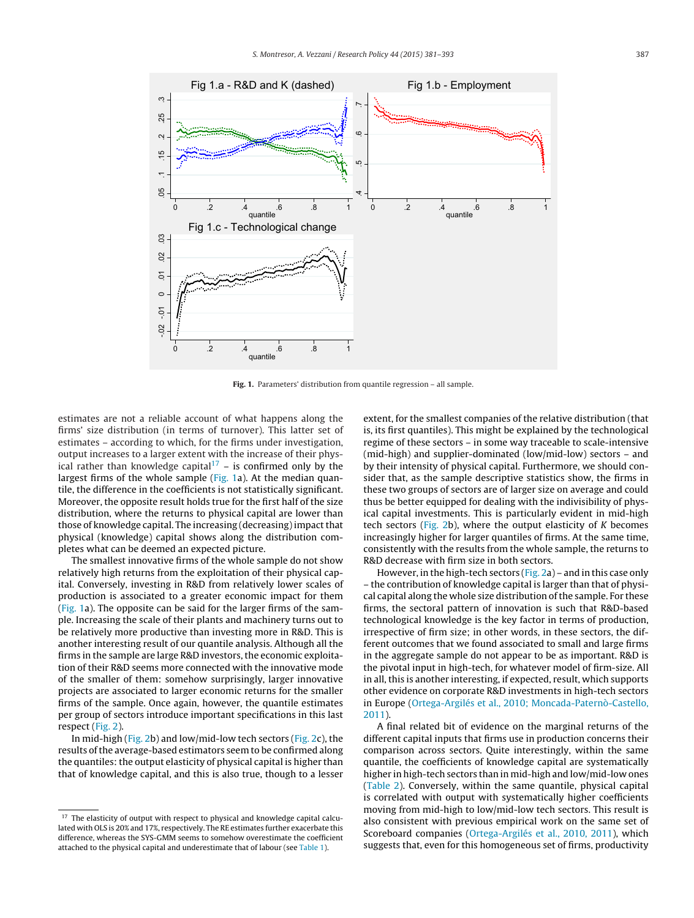Fig 1.a - R&D and K (dashed)

.05 .1 .15 .2 .25 .3

0 .2 .4 .6 .8 1

quantile

Fig 1.b - Employment

.4 .5 .6 .7

0 .2 .4 .6 .8 1

quantile

Fig 1.c - Technological change

-.02 -.01 0 .01 .02 .03

0 .2 .4 .6 .8 1

quantile

**Fig. 1.** Parameters' distribution from quantile regression – all sample.

estimates are not a reliable account of what happens along the firms' size distribution (in terms of turnover). This latter set of estimates – according to which, for the firms under investigation, output increases to a larger extent with the increase of their physical rather than knowledge capital[17] – is confirmed only by the largest firms of the whole sample (Fig. 1a). At the median quantile, the difference in the coefficients is not statistically significant. Moreover, the opposite result holds true for the first half of the size distribution, where the returns to physical capital are lower than those of knowledge capital. The increasing (decreasing) impact that physical (knowledge) capital shows along the distribution completes what can be deemed an expected picture.

The smallest innovative firms of the whole sample do not show relatively high returns from the exploitation of their physical capital. Conversely, investing in R&D from relatively lower scales of production is associated to a greater economic impact for them (Fig. 1a). The opposite can be said for the larger firms of the sample. Increasing the scale of their plants and machinery turns out to be relatively more productive than investing more in R&D. This is another interesting result of our quantile analysis. Although all the firms in the sample are large R&D investors, the economic exploitation of their R&D seems more connected with the innovative mode of the smaller of them: somehow surprisingly, larger innovative projects are associated to larger economic returns for the smaller firms of the sample. Once again, however, the quantile estimates per group of sectors introduce important specifications in this last respect (Fig. 2).

In mid-high (Fig. 2b) and low/mid-low tech sectors (Fig. 2c), the results of the average-based estimators seem to be confirmed along the quantiles: the output elasticity of physical capital is higher than that of knowledge capital, and this is also true, though to a lesser extent, for the smallest companies of the relative distribution (that is, its first quantiles). This might be explained by the technological regime of these sectors – in some way traceable to scale-intensive (mid-high) and supplier-dominated (low/mid-low) sectors – and by their intensity of physical capital. Furthermore, we should consider that, as the sample descriptive statistics show, the firms in these two groups of sectors are of larger size on average and could thus be better equipped for dealing with the indivisibility of physical capital investments. This is particularly evident in mid-high tech sectors (Fig. 2b), where the output elasticity of *K* becomes increasingly higher for larger quantiles of firms. At the same time, consistently with the results from the whole sample, the returns to R&D decrease with firm size in both sectors.

However, in the high-tech sectors (Fig. 2a) – and in this case only – the contribution of knowledge capital is larger than that of physical capital along the whole size distribution of the sample. For these firms, the sectoral pattern of innovation is such that R&D-based technological knowledge is the key factor in terms of production, irrespective of firm size; in other words, in these sectors, the different outcomes that we found associated to small and large firms in the aggregate sample do not appear to be as important. R&D is the pivotal input in high-tech, for whatever model of firm-size. All in all, this is another interesting, if expected, result, which supports other evidence on corporate R&D investments in high-tech sectors in Europe (Ortega-Argilés et al., 2010; Moncada-Paternò-Castello, 2011).

A final related bit of evidence on the marginal returns of the different capital inputs that firms use in production concerns their comparison across sectors. Quite interestingly, within the same quantile, the coefficients of knowledge capital are systematically higher in high-tech sectors than in mid-high and low/mid-low ones (Table 2). Conversely, within the same quantile, physical capital is correlated with output with systematically higher coefficients moving from mid-high to low/mid-low tech sectors. This result is also consistent with previous empirical work on the same set of Scoreboard companies (Ortega-Argilés et al., 2010, 2011), which suggests that, even for this homogeneous set of firms, productivity

[17] The elasticity of output with respect to physical and knowledge capital calculated with OLS is 20% and 17%, respectively. The RE estimates further exacerbate this difference, whereas the SYS-GMM seems to somehow overestimate the coefficient attached to the physical capital and underestimate that of labour (see Table 1).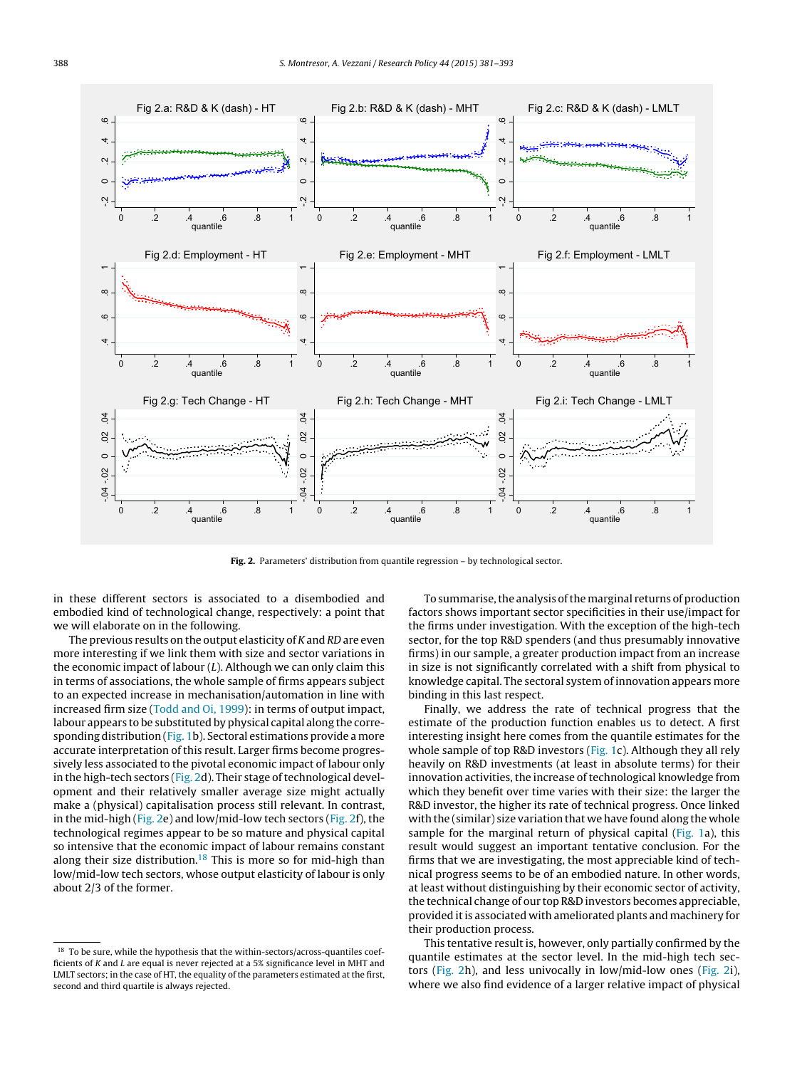**Fig. 2.** Parameters' distribution from quantile regression – by technological sector.

in these different sectors is associated to a disembodied and embodied kind of technological change, respectively: a point that we will elaborate on in the following.

The previous results on the output elasticity of *K* and *RD* are even more interesting if we link them with size and sector variations in the economic impact of labour (*L*). Although we can only claim this in terms of associations, the whole sample of firms appears subject to an expected increase in mechanisation/automation in line with increased firm size (Todd and Oi, 1999): in terms of output impact, labour appears to be substituted by physical capital along the corresponding distribution (Fig. 1b). Sectoral estimations provide a more accurate interpretation of this result. Larger firms become progressively less associated to the pivotal economic impact of labour only in the high-tech sectors (Fig. 2d). Their stage of technological development and their relatively smaller average size might actually make a (physical) capitalisation process still relevant. In contrast, in the mid-high (Fig. 2e) and low/mid-low tech sectors (Fig. 2f), the technological regimes appear to be so mature and physical capital so intensive that the economic impact of labour remains constant along their size distribution.[18] This is more so for mid-high than low/mid-low tech sectors, whose output elasticity of labour is only about 2/3 of the former.

To summarise, the analysis of the marginal returns of production factors shows important sector specificities in their use/impact for the firms under investigation. With the exception of the high-tech sector, for the top R&D spenders (and thus presumably innovative firms) in our sample, a greater production impact from an increase in size is not significantly correlated with a shift from physical to knowledge capital. The sectoral system of innovation appears more binding in this last respect.

Finally, we address the rate of technical progress that the estimate of the production function enables us to detect. A first interesting insight here comes from the quantile estimates for the whole sample of top R&D investors (Fig. 1c). Although they all rely heavily on R&D investments (at least in absolute terms) for their innovation activities, the increase of technological knowledge from which they benefit over time varies with their size: the larger the R&D investor, the higher its rate of technical progress. Once linked with the (similar) size variation that we have found along the whole sample for the marginal return of physical capital (Fig. 1a), this result would suggest an important tentative conclusion. For the firms that we are investigating, the most appreciable kind of technical progress seems to be of an embodied nature. In other words, at least without distinguishing by their economic sector of activity, the technical change of our top R&D investors becomes appreciable, provided it is associated with ameliorated plants and machinery for their production process.

This tentative result is, however, only partially confirmed by the quantile estimates at the sector level. In the mid-high tech sectors (Fig. 2h), and less univocally in low/mid-low ones (Fig. 2i), where we also find evidence of a larger relative impact of physical

[18] To be sure, while the hypothesis that the within-sectors/across-quantiles coefficients of *K* and *L* are never rejected at a 5% significance level in MHT and LMLT sectors; in the case of HT, the equality of the parameters estimated at the first, second and third quartile is always rejected.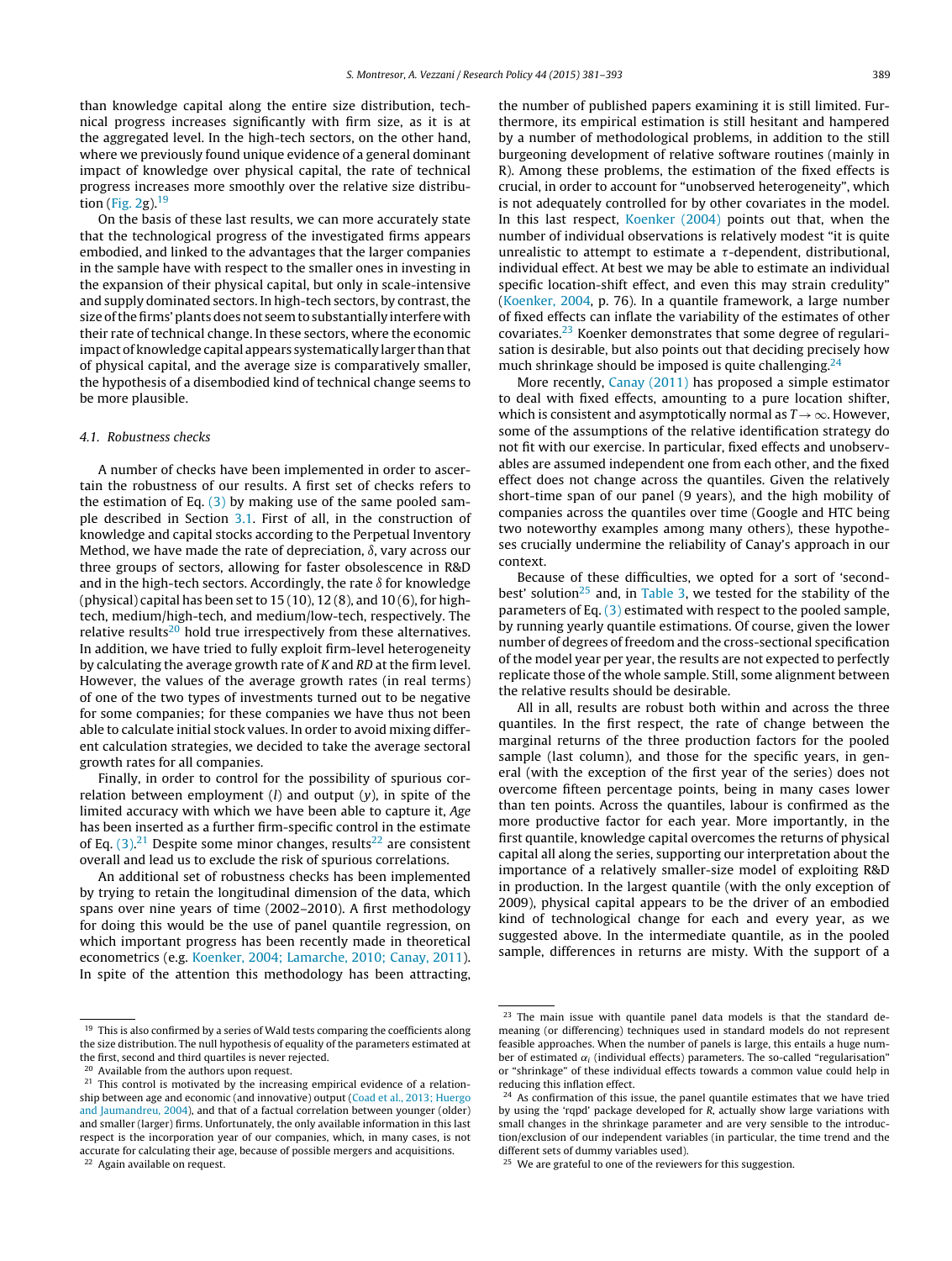than knowledge capital along the entire size distribution, technical progress increases significantly with firm size, as it is at the aggregated level. In the high-tech sectors, on the other hand, where we previously found unique evidence of a general dominant impact of knowledge over physical capital, the rate of technical progress increases more smoothly over the relative size distribution (Fig. 2g).[19]

On the basis of these last results, we can more accurately state that the technological progress of the investigated firms appears embodied, and linked to the advantages that the larger companies in the sample have with respect to the smaller ones in investing in the expansion of their physical capital, but only in scale-intensive and supply dominated sectors. In high-tech sectors, by contrast, the size of the firms' plants does not seem to substantially interfere with their rate of technical change. In these sectors, where the economic impact of knowledge capital appears systematically larger than that of physical capital, and the average size is comparatively smaller, the hypothesis of a disembodied kind of technical change seems to be more plausible.

### 4.1. Robustness checks

A number of checks have been implemented in order to ascertain the robustness of our results. A first set of checks refers to the estimation of Eq. (3) by making use of the same pooled sample described in Section 3.1. First of all, in the construction of knowledge and capital stocks according to the Perpetual Inventory Method, we have made the rate of depreciation, $\delta$, vary across our three groups of sectors, allowing for faster obsolescence in R&D and in the high-tech sectors. Accordingly, the rate $\delta$ for knowledge (physical) capital has been set to 15 (10), 12 (8), and 10 (6), for high-tech, medium/high-tech, and medium/low-tech, respectively. The relative results[20] hold true irrespectively from these alternatives. In addition, we have tried to fully exploit firm-level heterogeneity by calculating the average growth rate of *K* and *RD* at the firm level. However, the values of the average growth rates (in real terms) of one of the two types of investments turned out to be negative for some companies; for these companies we have thus not been able to calculate initial stock values. In order to avoid mixing different calculation strategies, we decided to take the average sectoral growth rates for all companies.

Finally, in order to control for the possibility of spurious correlation between employment ($l$) and output ($y$), in spite of the limited accuracy with which we have been able to capture it, *Age* has been inserted as a further firm-specific control in the estimate of Eq. (3).[21] Despite some minor changes, results[22] are consistent overall and lead us to exclude the risk of spurious correlations.

An additional set of robustness checks has been implemented by trying to retain the longitudinal dimension of the data, which spans over nine years of time (2002–2010). A first methodology for doing this would be the use of panel quantile regression, on which important progress has been recently made in theoretical econometrics (e.g. Koenker, 2004; Lamarche, 2010; Canay, 2011). In spite of the attention this methodology has been attracting, the number of published papers examining it is still limited. Furthermore, its empirical estimation is still hesitant and hampered by a number of methodological problems, in addition to the still burgeoning development of relative software routines (mainly in R). Among these problems, the estimation of the fixed effects is crucial, in order to account for "unobserved heterogeneity", which is not adequately controlled for by other covariates in the model. In this last respect, Koenker (2004) points out that, when the number of individual observations is relatively modest "it is quite unrealistic to attempt to estimate a $\tau$-dependent, distributional, individual effect. At best we may be able to estimate an individual specific location-shift effect, and even this may strain credulity" (Koenker, 2004, p. 76). In a quantile framework, a large number of fixed effects can inflate the variability of the estimates of other covariates.[23] Koenker demonstrates that some degree of regularisation is desirable, but also points out that deciding precisely how much shrinkage should be imposed is quite challenging.[24]

More recently, Canay (2011) has proposed a simple estimator to deal with fixed effects, amounting to a pure location shifter, which is consistent and asymptotically normal as $T \to \infty$. However, some of the assumptions of the relative identification strategy do not fit with our exercise. In particular, fixed effects and unobservables are assumed independent one from each other, and the fixed effect does not change across the quantiles. Given the relatively short-time span of our panel (9 years), and the high mobility of companies across the quantiles over time (Google and HTC being two noteworthy examples among many others), these hypotheses crucially undermine the reliability of Canay's approach in our context.

Because of these difficulties, we opted for a sort of 'second-best' solution[25] and, in Table 3, we tested for the stability of the parameters of Eq. (3) estimated with respect to the pooled sample, by running yearly quantile estimations. Of course, given the lower number of degrees of freedom and the cross-sectional specification of the model year per year, the results are not expected to perfectly replicate those of the whole sample. Still, some alignment between the relative results should be desirable.

All in all, results are robust both within and across the three quantiles. In the first respect, the rate of change between the marginal returns of the three production factors for the pooled sample (last column), and those for the specific years, in general (with the exception of the first year of the series) does not overcome fifteen percentage points, being in many cases lower than ten points. Across the quantiles, labour is confirmed as the more productive factor for each year. More importantly, in the first quantile, knowledge capital overcomes the returns of physical capital all along the series, supporting our interpretation about the importance of a relatively smaller-size model of exploiting R&D in production. In the largest quantile (with the only exception of 2009), physical capital appears to be the driver of an embodied kind of technological change for each and every year, as we suggested above. In the intermediate quantile, as in the pooled sample, differences in returns are misty. With the support of a

[19] This is also confirmed by a series of Wald tests comparing the coefficients along the size distribution. The null hypothesis of equality of the parameters estimated at the first, second and third quartiles is never rejected.

[20] Available from the authors upon request.

[21] This control is motivated by the increasing empirical evidence of a relationship between age and economic (and innovative) output (Coad et al., 2013; Huergo and Jaumandreu, 2004), and that of a factual correlation between younger (older) and smaller (larger) firms. Unfortunately, the only available information in this last respect is the incorporation year of our companies, which, in many cases, is not accurate for calculating their age, because of possible mergers and acquisitions.

[22] Again available on request.

[23] The main issue with quantile panel data models is that the standard demeaning (or differencing) techniques used in standard models do not represent feasible approaches. When the number of panels is large, this entails a huge number of estimated $\alpha_i$ (individual effects) parameters. The so-called "regularisation" or "shrinkage" of these individual effects towards a common value could help in reducing this inflation effect.

[24] As confirmation of this issue, the panel quantile estimates that we have tried by using the 'rqpd' package developed for *R*, actually show large variations with small changes in the shrinkage parameter and are very sensible to the introduction/exclusion of our independent variables (in particular, the time trend and the different sets of dummy variables used).

[25] We are grateful to one of the reviewers for this suggestion.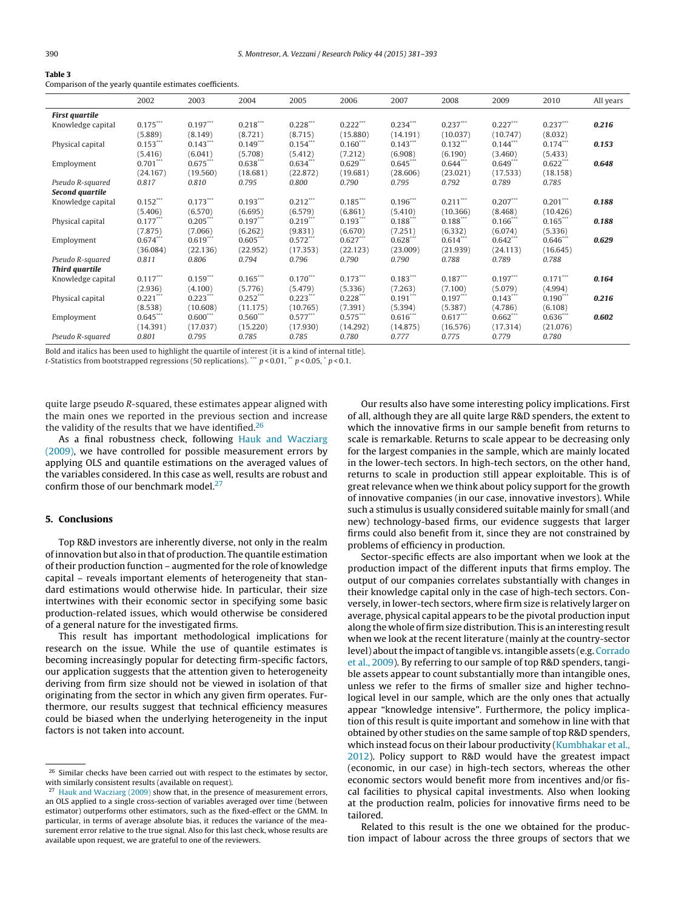**Table 3**
Comparison of the yearly quantile estimates coefficients.

| | 2002 | 2003 | 2004 | 2005 | 2006 | 2007 | 2008 | 2009 | 2010 | All years |
|---|---|---|---|---|---|---|---|---|---|---|
| ***First quartile*** | | | | | | | | | | |
| Knowledge capital | 0.175*** | 0.197*** | 0.218*** | 0.228*** | 0.222*** | 0.234*** | 0.237*** | 0.227*** | 0.237*** | ***0.216*** |
| | (5.889) | (8.149) | (8.721) | (8.715) | (15.880) | (14.191) | (10.037) | (10.747) | (8.032) | |
| Physical capital | 0.153*** | 0.143*** | 0.149*** | 0.154*** | 0.160*** | 0.143*** | 0.132*** | 0.144*** | 0.174*** | ***0.153*** |
| | (5.416) | (6.041) | (5.708) | (5.412) | (7.212) | (6.908) | (6.190) | (3.460) | (5.433) | |
| Employment | 0.701*** | 0.675*** | 0.638*** | 0.634*** | 0.629*** | 0.645*** | 0.644*** | 0.649*** | 0.622*** | ***0.648*** |
| | (24.167) | (19.560) | (18.681) | (22.872) | (19.681) | (28.606) | (23.021) | (17.533) | (18.158) | |
| *Pseudo R-squared* | *0.817* | *0.810* | *0.795* | *0.800* | *0.790* | *0.795* | *0.792* | *0.789* | *0.785* | |
| ***Second quartile*** | | | | | | | | | | |
| Knowledge capital | 0.152*** | 0.173*** | 0.193*** | 0.212*** | 0.185*** | 0.196*** | 0.211*** | 0.207*** | 0.201*** | ***0.188*** |
| | (5.406) | (6.570) | (6.695) | (6.579) | (6.861) | (5.410) | (10.366) | (8.468) | (10.426) | |
| Physical capital | 0.177*** | 0.205*** | 0.197*** | 0.219*** | 0.193*** | 0.188*** | 0.188*** | 0.166*** | 0.165*** | ***0.188*** |
| | (7.875) | (7.066) | (6.262) | (9.831) | (6.670) | (7.251) | (6.332) | (6.074) | (5.336) | |
| Employment | 0.674*** | 0.619*** | 0.605*** | 0.572*** | 0.627*** | 0.628*** | 0.614*** | 0.642*** | 0.646*** | ***0.629*** |
| | (36.084) | (22.136) | (22.952) | (17.353) | (22.123) | (23.009) | (21.939) | (24.113) | (16.645) | |
| *Pseudo R-squared* | *0.811* | *0.806* | *0.794* | *0.796* | *0.790* | *0.790* | *0.788* | *0.789* | *0.788* | |
| ***Third quartile*** | | | | | | | | | | |
| Knowledge capital | 0.117*** | 0.159*** | 0.165*** | 0.170*** | 0.173*** | 0.183*** | 0.187*** | 0.197*** | 0.171*** | ***0.164*** |
| | (2.936) | (4.100) | (5.776) | (5.479) | (5.336) | (7.263) | (7.100) | (5.079) | (4.994) | |
| Physical capital | 0.221*** | 0.223*** | 0.252*** | 0.223*** | 0.228*** | 0.191*** | 0.197*** | 0.143*** | 0.190*** | ***0.216*** |
| | (8.538) | (10.608) | (11.175) | (10.765) | (7.391) | (5.394) | (5.387) | (4.786) | (6.108) | |
| Employment | 0.645*** | 0.600*** | 0.560*** | 0.577*** | 0.575*** | 0.616*** | 0.617*** | 0.662*** | 0.636*** | ***0.602*** |
| | (14.391) | (17.037) | (15.220) | (17.930) | (14.292) | (14.875) | (16.576) | (17.314) | (21.076) | |
| *Pseudo R-squared* | *0.801* | *0.795* | *0.785* | *0.785* | *0.780* | *0.777* | *0.775* | *0.779* | *0.780* | |

Bold and italics has been used to highlight the quartile of interest (it is a kind of internal title).
*t*-Statistics from bootstrapped regressions (50 replications). *** $p < 0.01$, ** $p < 0.05$, * $p < 0.1$.

quite large pseudo *R*-squared, these estimates appear aligned with the main ones we reported in the previous section and increase the validity of the results that we have identified.[26]

As a final robustness check, following Hauk and Wacziarg (2009), we have controlled for possible measurement errors by applying OLS and quantile estimations on the averaged values of the variables considered. In this case as well, results are robust and confirm those of our benchmark model.[27]

## 5. Conclusions

Top R&D investors are inherently diverse, not only in the realm of innovation but also in that of production. The quantile estimation of their production function – augmented for the role of knowledge capital – reveals important elements of heterogeneity that standard estimations would otherwise hide. In particular, their size intertwines with their economic sector in specifying some basic production-related issues, which would otherwise be considered of a general nature for the investigated firms.

This result has important methodological implications for research on the issue. While the use of quantile estimates is becoming increasingly popular for detecting firm-specific factors, our application suggests that the attention given to heterogeneity deriving from firm size should not be viewed in isolation of that originating from the sector in which any given firm operates. Furthermore, our results suggest that technical efficiency measures could be biased when the underlying heterogeneity in the input factors is not taken into account.

Our results also have some interesting policy implications. First of all, although they are all quite large R&D spenders, the extent to which the innovative firms in our sample benefit from returns to scale is remarkable. Returns to scale appear to be decreasing only for the largest companies in the sample, which are mainly located in the lower-tech sectors. In high-tech sectors, on the other hand, returns to scale in production still appear exploitable. This is of great relevance when we think about policy support for the growth of innovative companies (in our case, innovative investors). While such a stimulus is usually considered suitable mainly for small (and new) technology-based firms, our evidence suggests that larger firms could also benefit from it, since they are not constrained by problems of efficiency in production.

Sector-specific effects are also important when we look at the production impact of the different inputs that firms employ. The output of our companies correlates substantially with changes in their knowledge capital only in the case of high-tech sectors. Conversely, in lower-tech sectors, where firm size is relatively larger on average, physical capital appears to be the pivotal production input along the whole of firm size distribution. This is an interesting result when we look at the recent literature (mainly at the country-sector level) about the impact of tangible vs. intangible assets (e.g. Corrado et al., 2009). By referring to our sample of top R&D spenders, tangible assets appear to count substantially more than intangible ones, unless we refer to the firms of smaller size and higher technological level in our sample, which are the only ones that actually appear "knowledge intensive". Furthermore, the policy implication of this result is quite important and somehow in line with that obtained by other studies on the same sample of top R&D spenders, which instead focus on their labour productivity (Kumbhakar et al., 2012). Policy support to R&D would have the greatest impact (economic, in our case) in high-tech sectors, whereas the other economic sectors would benefit more from incentives and/or fiscal facilities to physical capital investments. Also when looking at the production realm, policies for innovative firms need to be tailored.

Related to this result is the one we obtained for the production impact of labour across the three groups of sectors that we

[26] Similar checks have been carried out with respect to the estimates by sector, with similarly consistent results (available on request).

[27] Hauk and Wacziarg (2009) show that, in the presence of measurement errors, an OLS applied to a single cross-section of variables averaged over time (between estimator) outperforms other estimators, such as the fixed-effect or the GMM. In particular, in terms of average absolute bias, it reduces the variance of the measurement error relative to the true signal. Also for this last check, whose results are available upon request, we are grateful to one of the reviewers.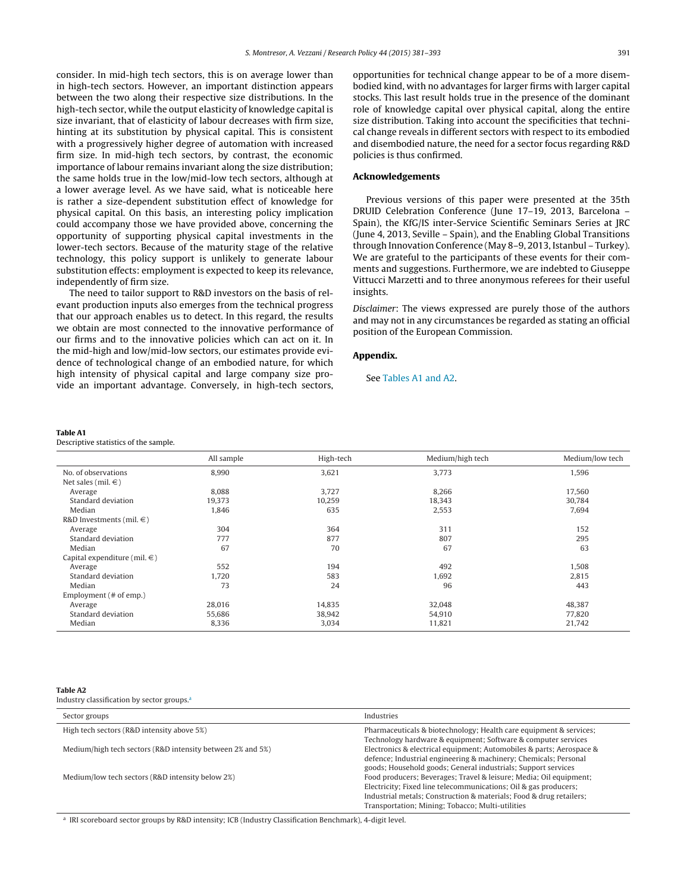consider. In mid-high tech sectors, this is on average lower than in high-tech sectors. However, an important distinction appears between the two along their respective size distributions. In the high-tech sector, while the output elasticity of knowledge capital is size invariant, that of elasticity of labour decreases with firm size, hinting at its substitution by physical capital. This is consistent with a progressively higher degree of automation with increased firm size. In mid-high tech sectors, by contrast, the economic importance of labour remains invariant along the size distribution; the same holds true in the low/mid-low tech sectors, although at a lower average level. As we have said, what is noticeable here is rather a size-dependent substitution effect of knowledge for physical capital. On this basis, an interesting policy implication could accompany those we have provided above, concerning the opportunity of supporting physical capital investments in the lower-tech sectors. Because of the maturity stage of the relative technology, this policy support is unlikely to generate labour substitution effects: employment is expected to keep its relevance, independently of firm size.

The need to tailor support to R&D investors on the basis of relevant production inputs also emerges from the technical progress that our approach enables us to detect. In this regard, the results we obtain are most connected to the innovative performance of our firms and to the innovative policies which can act on it. In the mid-high and low/mid-low sectors, our estimates provide evidence of technological change of an embodied nature, for which high intensity of physical capital and large company size provide an important advantage. Conversely, in high-tech sectors, opportunities for technical change appear to be of a more disembodied kind, with no advantages for larger firms with larger capital stocks. This last result holds true in the presence of the dominant role of knowledge capital over physical capital, along the entire size distribution. Taking into account the specificities that technical change reveals in different sectors with respect to its embodied and disembodied nature, the need for a sector focus regarding R&D policies is thus confirmed.

## Acknowledgements

Previous versions of this paper were presented at the 35th DRUID Celebration Conference (June 17–19, 2013, Barcelona – Spain), the KfG/IS inter-Service Scientific Seminars Series at JRC (June 4, 2013, Seville – Spain), and the Enabling Global Transitions through Innovation Conference (May 8–9, 2013, Istanbul – Turkey). We are grateful to the participants of these events for their comments and suggestions. Furthermore, we are indebted to Giuseppe Vittucci Marzetti and to three anonymous referees for their useful insights.

*Disclaimer*: The views expressed are purely those of the authors and may not in any circumstances be regarded as stating an official position of the European Commission.

## Appendix.

See Tables A1 and A2.

**Table A1**
Descriptive statistics of the sample.

| | All sample | High-tech | Medium/high tech | Medium/low tech |
|---|---|---|---|---|
| No. of observations | 8,990 | 3,621 | 3,773 | 1,596 |
| Net sales (mil. €) | | | | |
| Average | 8,088 | 3,727 | 8,266 | 17,560 |
| Standard deviation | 19,373 | 10,259 | 18,343 | 30,784 |
| Median | 1,846 | 635 | 2,553 | 7,694 |
| R&D Investments (mil. €) | | | | |
| Average | 304 | 364 | 311 | 152 |
| Standard deviation | 777 | 877 | 807 | 295 |
| Median | 67 | 70 | 67 | 63 |
| Capital expenditure (mil. €) | | | | |
| Average | 552 | 194 | 492 | 1,508 |
| Standard deviation | 1,720 | 583 | 1,692 | 2,815 |
| Median | 73 | 24 | 96 | 443 |
| Employment (# of emp.) | | | | |
| Average | 28,016 | 14,835 | 32,048 | 48,387 |
| Standard deviation | 55,686 | 38,942 | 54,910 | 77,820 |
| Median | 8,336 | 3,034 | 11,821 | 21,742 |

**Table A2**
Industry classification by sector groups.[a]

| Sector groups | Industries |
|---|---|
| High tech sectors (R&D intensity above 5%) | Pharmaceuticals & biotechnology; Health care equipment & services; Technology hardware & equipment; Software & computer services |
| Medium/high tech sectors (R&D intensity between 2% and 5%) | Electronics & electrical equipment; Automobiles & parts; Aerospace & defence; Industrial engineering & machinery; Chemicals; Personal goods; Household goods; General industrials; Support services |
| Medium/low tech sectors (R&D intensity below 2%) | Food producers; Beverages; Travel & leisure; Media; Oil equipment; Electricity; Fixed line telecommunications; Oil & gas producers; Industrial metals; Construction & materials; Food & drug retailers; Transportation; Mining; Tobacco; Multi-utilities |

[a] IRI scoreboard sector groups by R&D intensity; ICB (Industry Classification Benchmark), 4-digit level.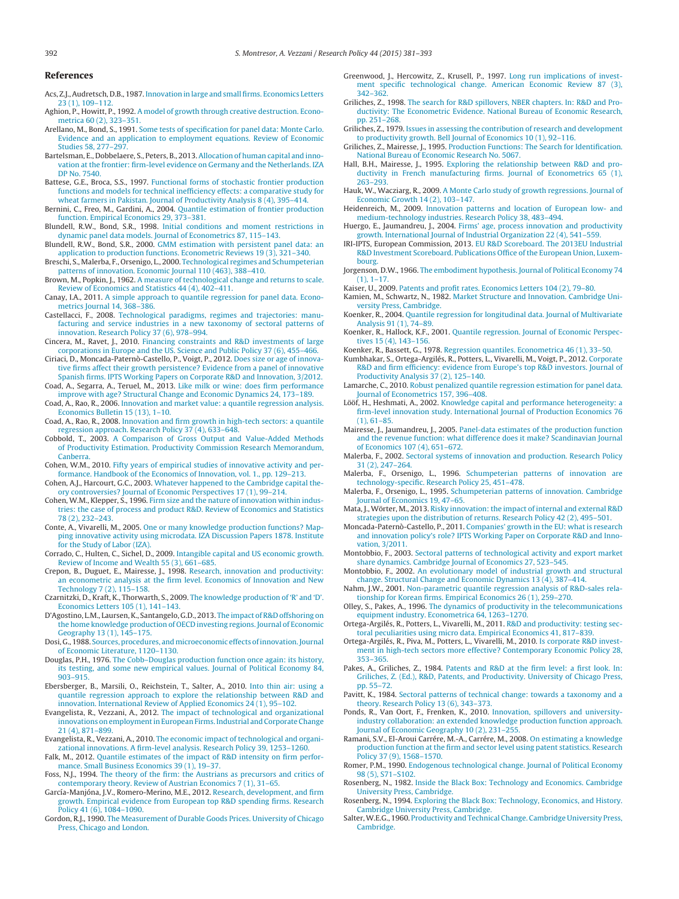## References

Acs, Z.J., Audretsch, D.B., 1987. Innovation in large and small firms. Economics Letters 23 (1), 109–112.

Aghion, P., Howitt, P., 1992. A model of growth through creative destruction. Econometrica 60 (2), 323–351.

Arellano, M., Bond, S., 1991. Some tests of specification for panel data: Monte Carlo. Evidence and an application to employment equations. Review of Economic Studies 58, 277–297.

Bartelsman, E., Dobbelaere, S., Peters, B., 2013. Allocation of human capital and innovation at the frontier: firm-level evidence on Germany and the Netherlands. IZA DP No. 7540.

Battese, G.E., Broca, S.S., 1997. Functional forms of stochastic frontier production functions and models for technical inefficiency effects: a comparative study for wheat farmers in Pakistan. Journal of Productivity Analysis 8 (4), 395–414.

Bernini, C., Freo, M., Gardini, A., 2004. Quantile estimation of frontier production function. Empirical Economics 29, 373–381.

Blundell, R.W., Bond, S.R., 1998. Initial conditions and moment restrictions in dynamic panel data models. Journal of Econometrics 87, 115–143.

Blundell, R.W., Bond, S.R., 2000. GMM estimation with persistent panel data: an application to production functions. Econometric Reviews 19 (3), 321–340.

Breschi, S., Malerba, F., Orsenigo, L., 2000. Technological regimes and Schumpeterian patterns of innovation. Economic Journal 110 (463), 388–410.

Brown, M., Popkin, J., 1962. A measure of technological change and returns to scale. Review of Economics and Statistics 44 (4), 402–411.

Canay, I.A., 2011. A simple approach to quantile regression for panel data. Econometrics Journal 14, 368–386.

Castellacci, F., 2008. Technological paradigms, regimes and trajectories: manufacturing and service industries in a new taxonomy of sectoral patterns of innovation. Research Policy 37 (6), 978–994.

Cincera, M., Ravet, J., 2010. Financing constraints and R&D investments of large corporations in Europe and the US. Science and Public Policy 37 (6), 455–466.

Ciriaci, D., Moncada-Paternò-Castello, P., Voigt, P., 2012. Does size or age of innovative firms affect their growth persistence? Evidence from a panel of innovative Spanish firms. IPTS Working Papers on Corporate R&D and Innovation, 3/2012.

Coad, A., Segarra, A., Teruel, M., 2013. Like milk or wine: does firm performance improve with age? Structural Change and Economic Dynamics 24, 173–189.

Coad, A., Rao, R., 2006. Innovation and market value: a quantile regression analysis. Economics Bulletin 15 (13), 1–10.

Coad, A., Rao, R., 2008. Innovation and firm growth in high-tech sectors: a quantile regression approach. Research Policy 37 (4), 633–648.

Cobbold, T., 2003. A Comparison of Gross Output and Value-Added Methods of Productivity Estimation. Productivity Commission Research Memorandum, Canberra.

Cohen, W.M., 2010. Fifty years of empirical studies of innovative activity and performance. Handbook of the Economics of Innovation, vol. 1., pp. 129–213.

Cohen, A.J., Harcourt, G.C., 2003. Whatever happened to the Cambridge capital theory controversies? Journal of Economic Perspectives 17 (1), 99–214.

Cohen, W.M., Klepper, S., 1996. Firm size and the nature of innovation within industries: the case of process and product R&D. Review of Economics and Statistics 78 (2), 232–243.

Conte, A., Vivarelli, M., 2005. One or many knowledge production functions? Mapping innovative activity using microdata. IZA Discussion Papers 1878. Institute for the Study of Labor (IZA).

Corrado, C., Hulten, C., Sichel, D., 2009. Intangible capital and US economic growth. Review of Income and Wealth 55 (3), 661–685.

Crepon, B., Duguet, E., Mairesse, J., 1998. Research, innovation and productivity: an econometric analysis at the firm level. Economics of Innovation and New Technology 7 (2), 115–158.

Czarnitzki, D., Kraft, K., Thorwarth, S., 2009. The knowledge production of 'R' and 'D'. Economics Letters 105 (1), 141–143.

D'Agostino, L.M., Laursen, K., Santangelo, G.D., 2013. The impact of R&D offshoring on the home knowledge production of OECD investing regions. Journal of Economic Geography 13 (1), 145–175.

Dosi, G., 1988. Sources, procedures, and microeconomic effects of innovation. Journal of Economic Literature, 1120–1130.

Douglas, P.H., 1976. The Cobb–Douglas production function once again: its history, its testing, and some new empirical values. Journal of Political Economy 84, 903–915.

Ebersberger, B., Marsili, O., Reichstein, T., Salter, A., 2010. Into thin air: using a quantile regression approach to explore the relationship between R&D and innovation. International Review of Applied Economics 24 (1), 95–102.

Evangelista, R., Vezzani, A., 2012. The impact of technological and organizational innovations on employment in European Firms. Industrial and Corporate Change 21 (4), 871–899.

Evangelista, R., Vezzani, A., 2010. The economic impact of technological and organizational innovations. A firm-level analysis. Research Policy 39, 1253–1260.

Falk, M., 2012. Quantile estimates of the impact of R&D intensity on firm performance. Small Business Economics 39 (1), 19–37.

Foss, N.J., 1994. The theory of the firm: the Austrians as precursors and critics of contemporary theory. Review of Austrian Economics 7 (1), 31–65.

García-Manjóna, J.V., Romero-Merino, M.E., 2012. Research, development, and firm growth. Empirical evidence from European top R&D spending firms. Research Policy 41 (6), 1084–1090.

Gordon, R.J., 1990. The Measurement of Durable Goods Prices. University of Chicago Press, Chicago and London.

Greenwood, J., Hercowitz, Z., Krusell, P., 1997. Long run implications of investment specific technological change. American Economic Review 87 (3), 342–362.

Griliches, Z., 1998. The search for R&D spillovers, NBER chapters. In: R&D and Productivity: The Econometric Evidence. National Bureau of Economic Research, pp. 251–268.

Griliches, Z., 1979. Issues in assessing the contribution of research and development to productivity growth. Bell Journal of Economics 10 (1), 92–116.

Griliches, Z., Mairesse, J., 1995. Production Functions: The Search for Identification. National Bureau of Economic Research No. 5067.

Hall, B.H., Mairesse, J., 1995. Exploring the relationship between R&D and productivity in French manufacturing firms. Journal of Econometrics 65 (1), 263–293.

Hauk, W., Wacziarg, R., 2009. A Monte Carlo study of growth regressions. Journal of Economic Growth 14 (2), 103–147.

Heidenreich, M., 2009. Innovation patterns and location of European low- and medium-technology industries. Research Policy 38, 483–494.

Huergo, E., Jaumandreu, J., 2004. Firms' age, process innovation and productivity growth. International Journal of Industrial Organization 22 (4), 541–559.

IRI-IPTS, European Commission, 2013. EU R&D Scoreboard. The 2013EU Industrial R&D Investment Scoreboard. Publications Office of the European Union, Luxembourg.

Jorgenson, D.W., 1966. The embodiment hypothesis. Journal of Political Economy 74 (1), 1–17.

Kaiser, U., 2009. Patents and profit rates. Economics Letters 104 (2), 79–80.

Kamien, M., Schwartz, N., 1982. Market Structure and Innovation. Cambridge University Press, Cambridge.

Koenker, R., 2004. Quantile regression for longitudinal data. Journal of Multivariate Analysis 91 (1), 74–89.

Koenker, R., Hallock, K.F., 2001. Quantile regression. Journal of Economic Perspectives 15 (4), 143–156.

Koenker, R., Bassett, G., 1978. Regression quantiles. Econometrica 46 (1), 33–50.

Kumbhakar, S., Ortega-Argilés, R., Potters, L., Vivarelli, M., Voigt, P., 2012. Corporate R&D and firm efficiency: evidence from Europe's top R&D investors. Journal of Productivity Analysis 37 (2), 125–140.

Lamarche, C., 2010. Robust penalized quantile regression estimation for panel data. Journal of Econometrics 157, 396–408.

Lööf, H., Heshmati, A., 2002. Knowledge capital and performance heterogeneity: a firm-level innovation study. International Journal of Production Economics 76 (1), 61–85.

Mairesse, J., Jaumandreu, J., 2005. Panel-data estimates of the production function and the revenue function: what difference does it make? Scandinavian Journal of Economics 107 (4), 651–672.

Malerba, F., 2002. Sectoral systems of innovation and production. Research Policy 31 (2), 247–264.

Malerba, F., Orsenigo, L., 1996. Schumpeterian patterns of innovation are technology-specific. Research Policy 25, 451–478.

Malerba, F., Orsenigo, L., 1995. Schumpeterian patterns of innovation. Cambridge Journal of Economics 19, 47–65.

Mata, J., Wörter, M., 2013. Risky innovation: the impact of internal and external R&D strategies upon the distribution of returns. Research Policy 42 (2), 495–501.

Moncada-Paternò-Castello, P., 2011. Companies' growth in the EU: what is research and innovation policy's role? IPTS Working Paper on Corporate R&D and Innovation, 3/2011.

Montobbio, F., 2003. Sectoral patterns of technological activity and export market share dynamics. Cambridge Journal of Economics 27, 523–545.

Montobbio, F., 2002. An evolutionary model of industrial growth and structural change. Structural Change and Economic Dynamics 13 (4), 387–414.

Nahm, J.W., 2001. Non-parametric quantile regression analysis of R&D-sales relationship for Korean firms. Empirical Economics 26 (1), 259–270.

Olley, S., Pakes, A., 1996. The dynamics of productivity in the telecommunications equipment industry. Econometrica 64, 1263–1270.

Ortega-Argilés, R., Potters, L., Vivarelli, M., 2011. R&D and productivity: testing sectoral peculiarities using micro data. Empirical Economics 41, 817–839.

Ortega-Argilés, R., Piva, M., Potters, L., Vivarelli, M., 2010. Is corporate R&D investment in high-tech sectors more effective? Contemporary Economic Policy 28, 353–365.

Pakes, A., Griliches, Z., 1984. Patents and R&D at the firm level: a first look. In: Griliches, Z. (Ed.), R&D, Patents, and Productivity. University of Chicago Press, pp. 55–72.

Pavitt, K., 1984. Sectoral patterns of technical change: towards a taxonomy and a theory. Research Policy 13 (6), 343–373.

Ponds, R., Van Oort, F., Frenken, K., 2010. Innovation, spillovers and university-industry collaboration: an extended knowledge production function approach. Journal of Economic Geography 10 (2), 231–255.

Ramani, S.V., El-Aroui Carrére, M.-A., Carrére, M., 2008. On estimating a knowledge production function at the firm and sector level using patent statistics. Research Policy 37 (9), 1568–1570.

Romer, P.M., 1990. Endogenous technological change. Journal of Political Economy 98 (5), S71–S102.

Rosenberg, N., 1982. Inside the Black Box: Technology and Economics. Cambridge University Press, Cambridge.

Rosenberg, N., 1994. Exploring the Black Box: Technology, Economics, and History. Cambridge University Press, Cambridge.

Salter, W.E.G., 1960. Productivity and Technical Change. Cambridge University Press, Cambridge.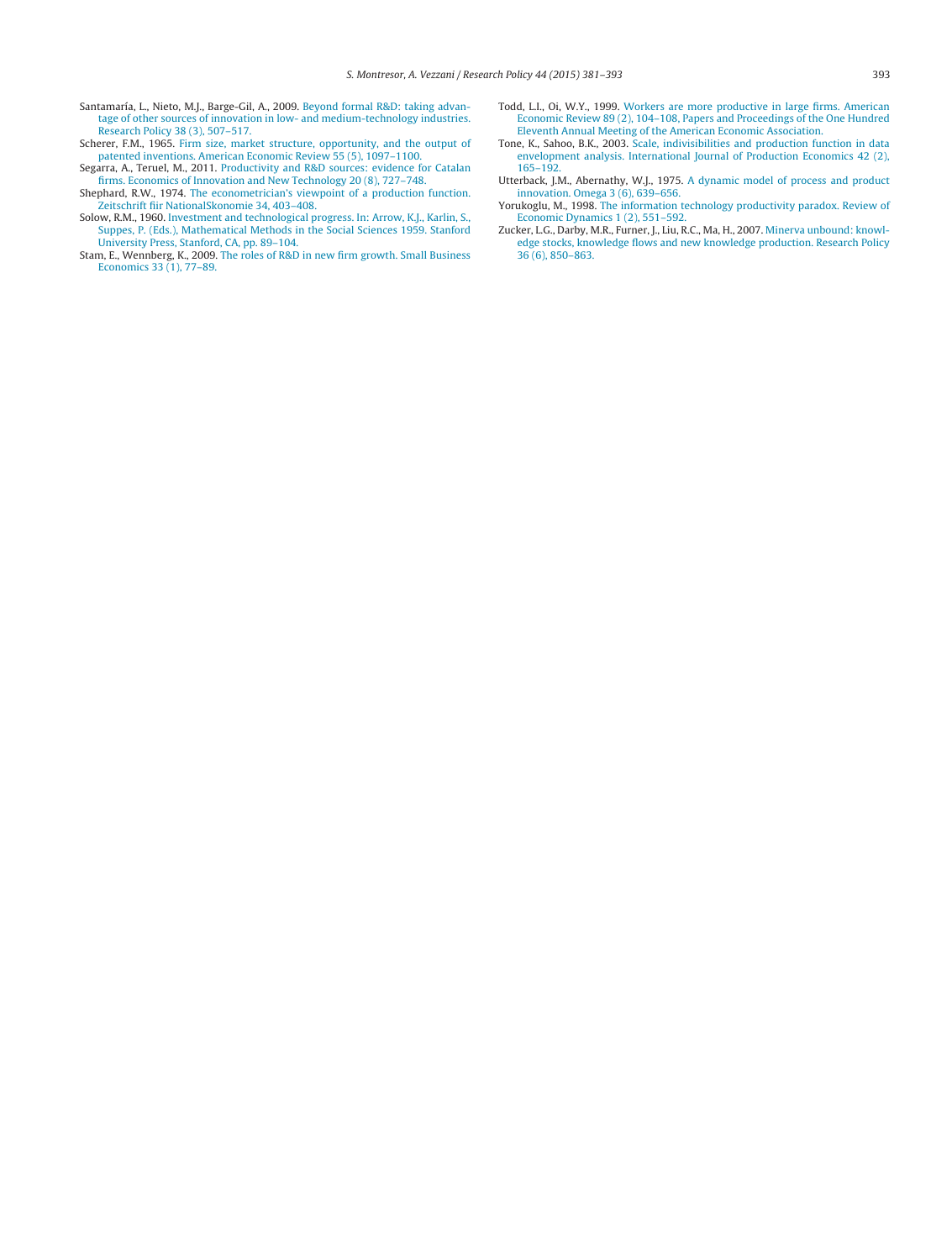Santamaría, L., Nieto, M.J., Barge-Gil, A., 2009. Beyond formal R&D: taking advantage of other sources of innovation in low- and medium-technology industries. Research Policy 38 (3), 507–517.

Scherer, F.M., 1965. Firm size, market structure, opportunity, and the output of patented inventions. American Economic Review 55 (5), 1097–1100.

Segarra, A., Teruel, M., 2011. Productivity and R&D sources: evidence for Catalan firms. Economics of Innovation and New Technology 20 (8), 727–748.

Shephard, R.W., 1974. The econometrician's viewpoint of a production function. Zeitschrift fiir NationalSkonomie 34, 403–408.

Solow, R.M., 1960. Investment and technological progress. In: Arrow, K.J., Karlin, S., Suppes, P. (Eds.), Mathematical Methods in the Social Sciences 1959. Stanford University Press, Stanford, CA, pp. 89–104.

Stam, E., Wennberg, K., 2009. The roles of R&D in new firm growth. Small Business Economics 33 (1), 77–89.

Todd, L.I., Oi, W.Y., 1999. Workers are more productive in large firms. American Economic Review 89 (2), 104–108, Papers and Proceedings of the One Hundred Eleventh Annual Meeting of the American Economic Association.

Tone, K., Sahoo, B.K., 2003. Scale, indivisibilities and production function in data envelopment analysis. International Journal of Production Economics 42 (2), 165–192.

Utterback, J.M., Abernathy, W.J., 1975. A dynamic model of process and product innovation. Omega 3 (6), 639–656.

Yorukoglu, M., 1998. The information technology productivity paradox. Review of Economic Dynamics 1 (2), 551–592.

Zucker, L.G., Darby, M.R., Furner, J., Liu, R.C., Ma, H., 2007. Minerva unbound: knowledge stocks, knowledge flows and new knowledge production. Research Policy 36 (6), 850–863.